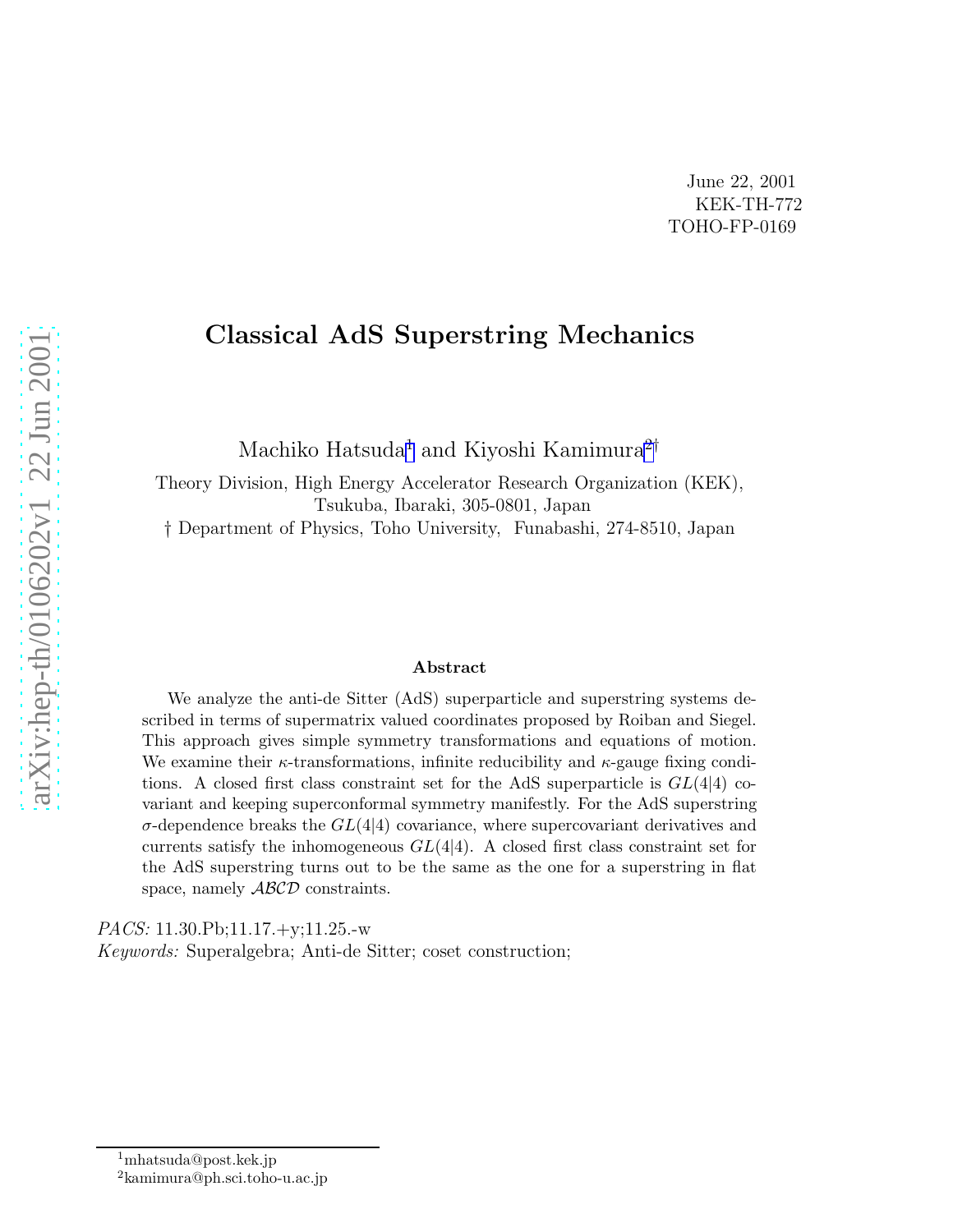June 22, 2001
KEK-TH-772
TOHO-FP-0169

# Classical AdS Superstring Mechanics

Machiko Hatsuda[1] and Kiyoshi Kamimura[2]†

Theory Division, High Energy Accelerator Research Organization (KEK),
Tsukuba, Ibaraki, 305-0801, Japan
† Department of Physics, Toho University, Funabashi, 274-8510, Japan

### Abstract

We analyze the anti-de Sitter (AdS) superparticle and superstring systems described in terms of supermatrix valued coordinates proposed by Roiban and Siegel. This approach gives simple symmetry transformations and equations of motion. We examine their $\kappa$-transformations, infinite reducibility and $\kappa$-gauge fixing conditions. A closed first class constraint set for the AdS superparticle is $GL(4|4)$ covariant and keeping superconformal symmetry manifestly. For the AdS superstring $\sigma$-dependence breaks the $GL(4|4)$ covariance, where supercovariant derivatives and currents satisfy the inhomogeneous $GL(4|4)$. A closed first class constraint set for the AdS superstring turns out to be the same as the one for a superstring in flat space, namely $\mathcal{ABCD}$ constraints.

*PACS:* 11.30.Pb;11.17.+y;11.25.-w
*Keywords:* Superalgebra; Anti-de Sitter; coset construction;

[1] mhatsuda@post.kek.jp
[2] kamimura@ph.sci.toho-u.ac.jp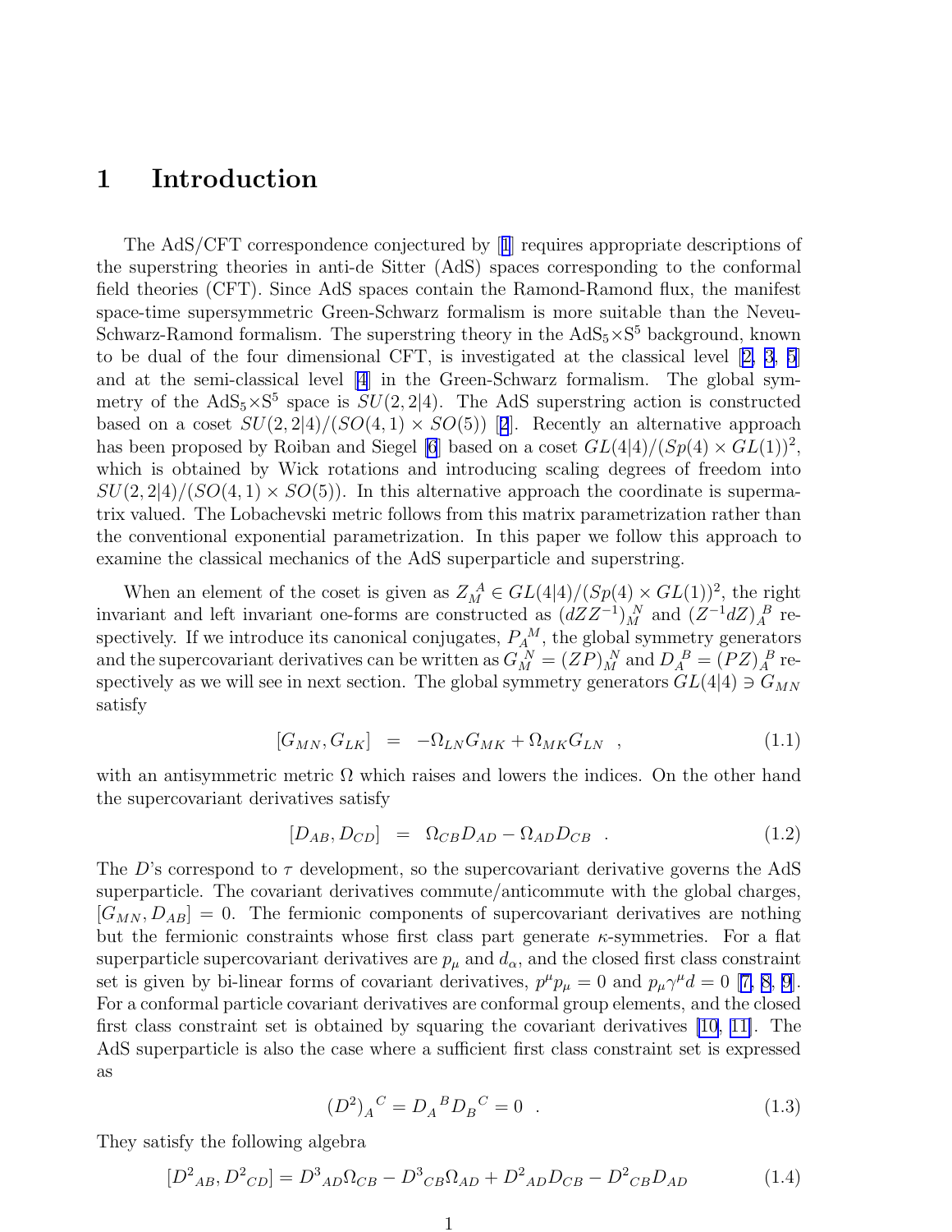# 1 Introduction

The AdS/CFT correspondence conjectured by [1] requires appropriate descriptions of the superstring theories in anti-de Sitter (AdS) spaces corresponding to the conformal field theories (CFT). Since AdS spaces contain the Ramond-Ramond flux, the manifest space-time supersymmetric Green-Schwarz formalism is more suitable than the Neveu-Schwarz-Ramond formalism. The superstring theory in the $\mathrm{AdS}_5{\times}\mathrm{S}^5$ background, known to be dual of the four dimensional CFT, is investigated at the classical level [2, 3, 5] and at the semi-classical level [4] in the Green-Schwarz formalism. The global symmetry of the $\mathrm{AdS}_5{\times}\mathrm{S}^5$ space is $SU(2,2|4)$. The AdS superstring action is constructed based on a coset $SU(2,2|4)/(SO(4,1)\times SO(5))$ [2]. Recently an alternative approach has been proposed by Roiban and Siegel [6] based on a coset $GL(4|4)/(Sp(4)\times GL(1))^2$, which is obtained by Wick rotations and introducing scaling degrees of freedom into $SU(2,2|4)/(SO(4,1)\times SO(5))$. In this alternative approach the coordinate is supermatrix valued. The Lobachevski metric follows from this matrix parametrization rather than the conventional exponential parametrization. In this paper we follow this approach to examine the classical mechanics of the AdS superparticle and superstring.

When an element of the coset is given as $Z_M{}^A \in GL(4|4)/(Sp(4)\times GL(1))^2$, the right invariant and left invariant one-forms are constructed as $(dZZ^{-1})_M{}^N$ and $(Z^{-1}dZ)_A{}^B$ respectively. If we introduce its canonical conjugates, $P_A{}^M$, the global symmetry generators and the supercovariant derivatives can be written as $G_M{}^N = (ZP)_M{}^N$ and $D_A{}^B = (PZ)_A{}^B$ respectively as we will see in next section. The global symmetry generators $GL(4|4) \ni G_{MN}$ satisfy

$$[G_{MN}, G_{LK}] \;=\; -\Omega_{LN}G_{MK} + \Omega_{MK}G_{LN} \quad , \tag{1.1}$$

with an antisymmetric metric $\Omega$ which raises and lowers the indices. On the other hand the supercovariant derivatives satisfy

$$[D_{AB}, D_{CD}] \;=\; \Omega_{CB}D_{AD} - \Omega_{AD}D_{CB} \quad . \tag{1.2}$$

The $D$'s correspond to $\tau$ development, so the supercovariant derivative governs the AdS superparticle. The covariant derivatives commute/anticommute with the global charges, $[G_{MN}, D_{AB}] = 0$. The fermionic components of supercovariant derivatives are nothing but the fermionic constraints whose first class part generate $\kappa$-symmetries. For a flat superparticle supercovariant derivatives are $p_\mu$ and $d_\alpha$, and the closed first class constraint set is given by bi-linear forms of covariant derivatives, $p^\mu p_\mu = 0$ and $p_\mu \gamma^\mu d = 0$ [7, 8, 9]. For a conformal particle covariant derivatives are conformal group elements, and the closed first class constraint set is obtained by squaring the covariant derivatives [10, 11]. The AdS superparticle is also the case where a sufficient first class constraint set is expressed as

$$(D^2)_A{}^C = D_A{}^B D_B{}^C = 0 \quad . \tag{1.3}$$

They satisfy the following algebra

$$[D^2{}_{AB}, D^2{}_{CD}] = D^3{}_{AD}\Omega_{CB} - D^3{}_{CB}\Omega_{AD} + D^2{}_{AD}D_{CB} - D^2{}_{CB}D_{AD} \tag{1.4}$$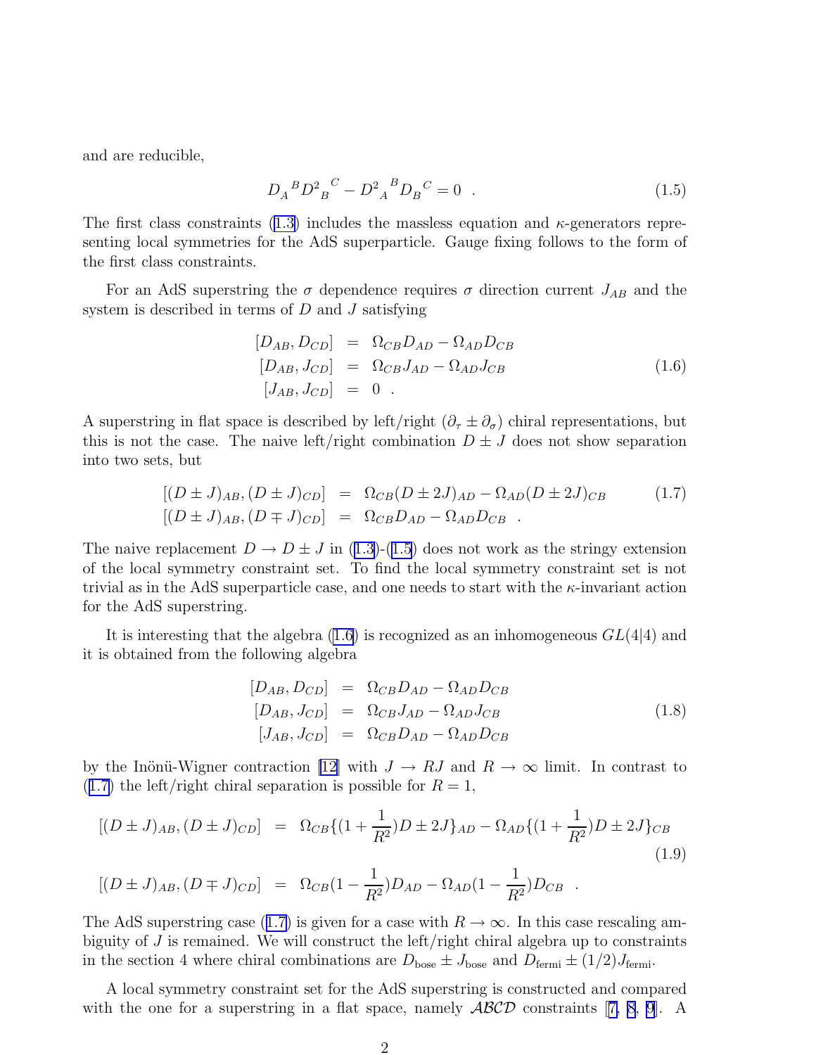and are reducible,

$$D_A{}^B D^2{}_B{}^C - D^2{}_A{}^B D_B{}^C = 0 \quad . \tag{1.5}$$

The first class constraints (1.3) includes the massless equation and $\kappa$-generators representing local symmetries for the AdS superparticle. Gauge fixing follows to the form of the first class constraints.

For an AdS superstring the $\sigma$ dependence requires $\sigma$ direction current $J_{AB}$ and the system is described in terms of $D$ and $J$ satisfying

$$\begin{aligned} [D_{AB}, D_{CD}] &= \Omega_{CB} D_{AD} - \Omega_{AD} D_{CB} \\ [D_{AB}, J_{CD}] &= \Omega_{CB} J_{AD} - \Omega_{AD} J_{CB} \\ [J_{AB}, J_{CD}] &= 0 \quad . \end{aligned} \tag{1.6}$$

A superstring in flat space is described by left/right $(\partial_\tau \pm \partial_\sigma)$ chiral representations, but this is not the case. The naive left/right combination $D \pm J$ does not show separation into two sets, but

$$\begin{aligned} [(D \pm J)_{AB}, (D \pm J)_{CD}] &= \Omega_{CB}(D \pm 2J)_{AD} - \Omega_{AD}(D \pm 2J)_{CB} \\ [(D \pm J)_{AB}, (D \mp J)_{CD}] &= \Omega_{CB} D_{AD} - \Omega_{AD} D_{CB} \quad . \end{aligned} \tag{1.7}$$

The naive replacement $D \to D \pm J$ in (1.3)-(1.5) does not work as the stringy extension of the local symmetry constraint set. To find the local symmetry constraint set is not trivial as in the AdS superparticle case, and one needs to start with the $\kappa$-invariant action for the AdS superstring.

It is interesting that the algebra (1.6) is recognized as an inhomogeneous $GL(4|4)$ and it is obtained from the following algebra

$$\begin{aligned} [D_{AB}, D_{CD}] &= \Omega_{CB} D_{AD} - \Omega_{AD} D_{CB} \\ [D_{AB}, J_{CD}] &= \Omega_{CB} J_{AD} - \Omega_{AD} J_{CB} \\ [J_{AB}, J_{CD}] &= \Omega_{CB} D_{AD} - \Omega_{AD} D_{CB} \end{aligned} \tag{1.8}$$

by the Inönü-Wigner contraction [12] with $J \to RJ$ and $R \to \infty$ limit. In contrast to (1.7) the left/right chiral separation is possible for $R = 1$,

$$\begin{aligned} [(D \pm J)_{AB}, (D \pm J)_{CD}] &= \Omega_{CB}\{(1 + \frac{1}{R^2})D \pm 2J\}_{AD} - \Omega_{AD}\{(1 + \frac{1}{R^2})D \pm 2J\}_{CB} \\ [(D \pm J)_{AB}, (D \mp J)_{CD}] &= \Omega_{CB}(1 - \frac{1}{R^2})D_{AD} - \Omega_{AD}(1 - \frac{1}{R^2})D_{CB} \quad . \end{aligned} \tag{1.9}$$

The AdS superstring case (1.7) is given for a case with $R \to \infty$. In this case rescaling ambiguity of $J$ is remained. We will construct the left/right chiral algebra up to constraints in the section 4 where chiral combinations are $D_{\rm bose} \pm J_{\rm bose}$ and $D_{\rm fermi} \pm (1/2) J_{\rm fermi}$.

A local symmetry constraint set for the AdS superstring is constructed and compared with the one for a superstring in a flat space, namely $\mathcal{ABCD}$ constraints [7, 8, 9]. A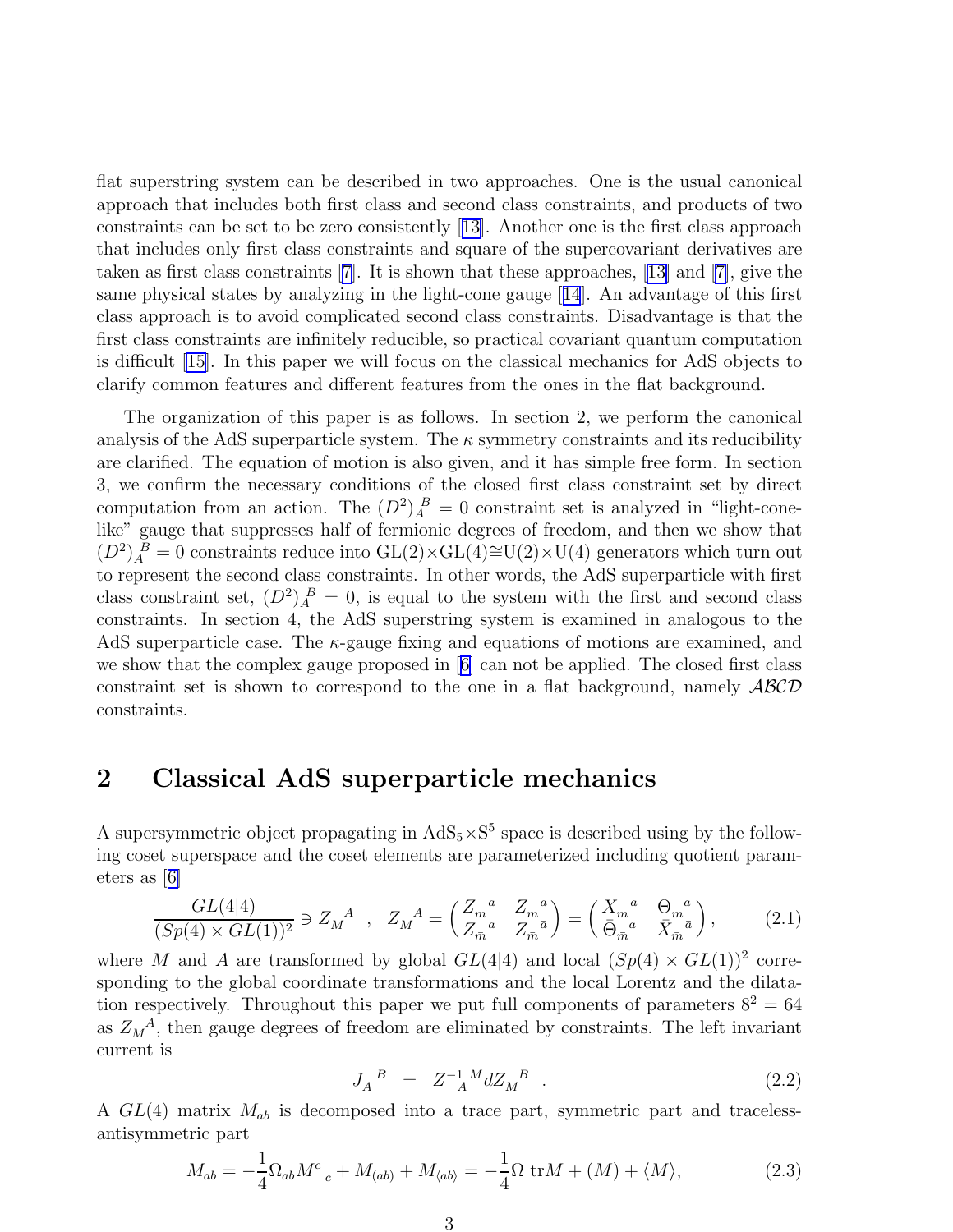flat superstring system can be described in two approaches. One is the usual canonical approach that includes both first class and second class constraints, and products of two constraints can be set to be zero consistently [13]. Another one is the first class approach that includes only first class constraints and square of the supercovariant derivatives are taken as first class constraints [7]. It is shown that these approaches, [13] and [7], give the same physical states by analyzing in the light-cone gauge [14]. An advantage of this first class approach is to avoid complicated second class constraints. Disadvantage is that the first class constraints are infinitely reducible, so practical covariant quantum computation is difficult [15]. In this paper we will focus on the classical mechanics for AdS objects to clarify common features and different features from the ones in the flat background.

The organization of this paper is as follows. In section 2, we perform the canonical analysis of the AdS superparticle system. The $\kappa$ symmetry constraints and its reducibility are clarified. The equation of motion is also given, and it has simple free form. In section 3, we confirm the necessary conditions of the closed first class constraint set by direct computation from an action. The $(D^2)_A{}^B = 0$ constraint set is analyzed in "light-cone-like" gauge that suppresses half of fermionic degrees of freedom, and then we show that $(D^2)_A{}^B = 0$ constraints reduce into GL(2)×GL(4)≅U(2)×U(4) generators which turn out to represent the second class constraints. In other words, the AdS superparticle with first class constraint set, $(D^2)_A{}^B = 0$, is equal to the system with the first and second class constraints. In section 4, the AdS superstring system is examined in analogous to the AdS superparticle case. The $\kappa$-gauge fixing and equations of motions are examined, and we show that the complex gauge proposed in [6] can not be applied. The closed first class constraint set is shown to correspond to the one in a flat background, namely $\mathcal{ABCD}$ constraints.

## 2 Classical AdS superparticle mechanics

A supersymmetric object propagating in $\mathrm{AdS}_5\times\mathrm{S}^5$ space is described using by the following coset superspace and the coset elements are parameterized including quotient parameters as [6]

$$\frac{GL(4|4)}{(Sp(4)\times GL(1))^2} \ni Z_M{}^A \quad , \quad Z_M{}^A = \begin{pmatrix} Z_m{}^a & Z_m{}^{\bar{a}} \\ Z_{\bar{m}}{}^a & Z_{\bar{m}}{}^{\bar{a}} \end{pmatrix} = \begin{pmatrix} X_m{}^a & \Theta_m{}^{\bar{a}} \\ \bar{\Theta}_{\bar{m}}{}^a & \bar{X}_{\bar{m}}{}^{\bar{a}} \end{pmatrix}, \tag{2.1}$$

where $M$ and $A$ are transformed by global $GL(4|4)$ and local $(Sp(4)\times GL(1))^2$ corresponding to the global coordinate transformations and the local Lorentz and the dilatation respectively. Throughout this paper we put full components of parameters $8^2 = 64$ as $Z_M{}^A$, then gauge degrees of freedom are eliminated by constraints. The left invariant current is

$$J_A{}^B \;\; = \;\; Z^{-1}{}_A{}^M dZ_M{}^B \quad . \tag{2.2}$$

A $GL(4)$ matrix $M_{ab}$ is decomposed into a trace part, symmetric part and traceless-antisymmetric part

$$M_{ab} = -\frac{1}{4}\Omega_{ab}M^c{}_c + M_{(ab)} + M_{\langle ab\rangle} = -\frac{1}{4}\Omega\ \mathrm{tr}M + (M) + \langle M\rangle, \tag{2.3}$$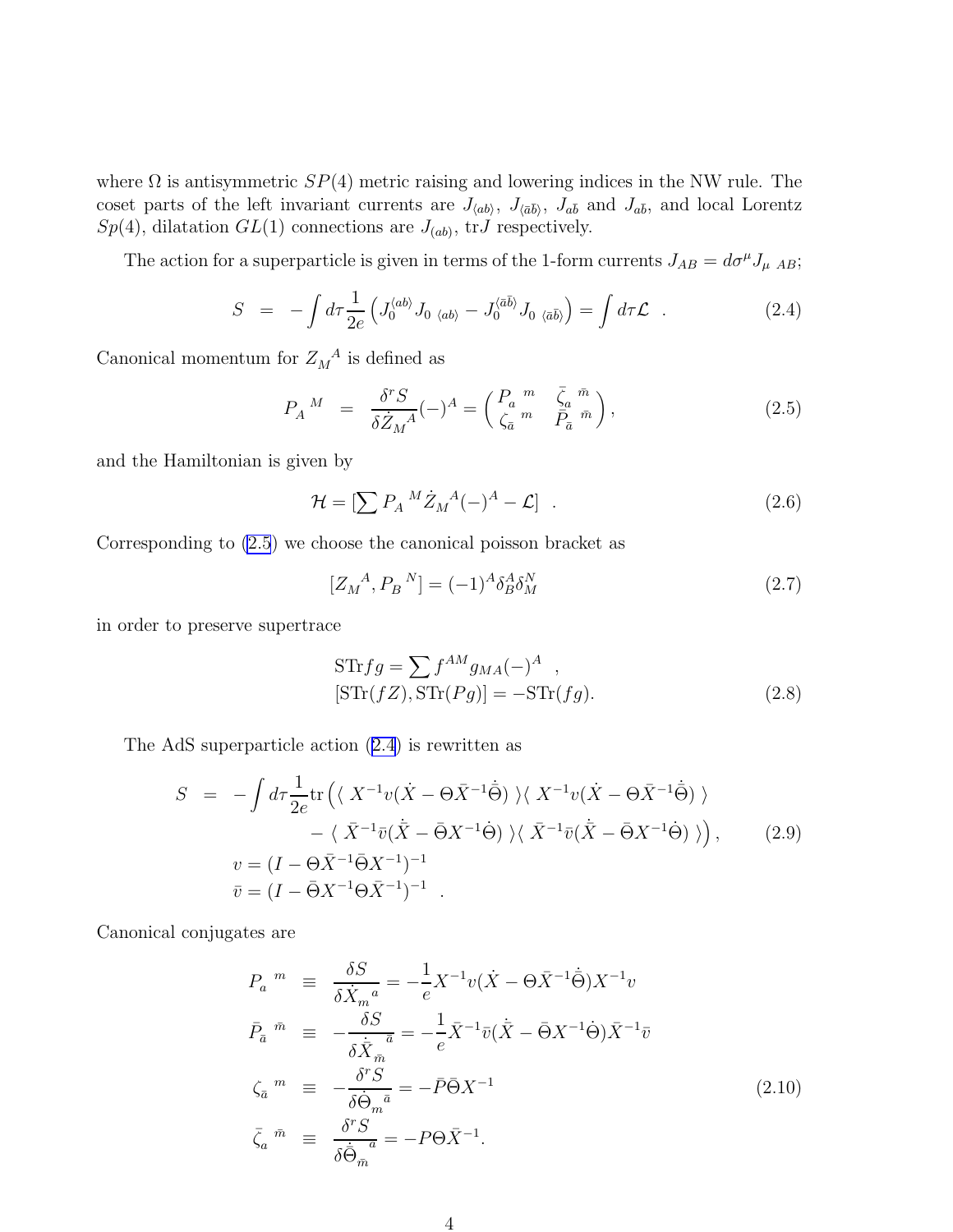where $\Omega$ is antisymmetric $SP(4)$ metric raising and lowering indices in the NW rule. The coset parts of the left invariant currents are $J_{\langle ab \rangle}$, $J_{\langle \bar{a}\bar{b} \rangle}$, $J_{a\bar{b}}$ and $J_{a\bar{b}}$, and local Lorentz $Sp(4)$, dilatation $GL(1)$ connections are $J_{(ab)}$, $\mathrm{tr}J$ respectively.

The action for a superparticle is given in terms of the 1-form currents $J_{AB} = d\sigma^\mu J_{\mu\ AB}$;

$$
S \;=\; -\int d\tau \frac{1}{2e}\left( J_0^{\langle ab \rangle} J_{0\ \langle ab \rangle} - J_0^{\langle \bar{a}\bar{b} \rangle} J_{0\ \langle \bar{a}\bar{b} \rangle} \right) = \int d\tau \mathcal{L} \quad . \tag{2.4}
$$

Canonical momentum for ${Z_M}^A$ is defined as

$$
{P_A}^M \;=\; \frac{\delta^r S}{\delta {\dot{Z}_M}{}^A}(-)^A = \begin{pmatrix} {P_a}^{\ m} & {\bar{\zeta}_a}^{\ \bar{m}} \\ {\zeta_{\bar{a}}}^{\ m} & {\bar{P}_{\bar{a}}}^{\ \bar{m}} \end{pmatrix}, \tag{2.5}
$$

and the Hamiltonian is given by

$$
\mathcal{H} = [\sum {P_A}^M {\dot{Z}_M}{}^A (-)^A - \mathcal{L}] \quad . \tag{2.6}
$$

Corresponding to (2.5) we choose the canonical poisson bracket as

$$
[{Z_M}^A, {P_B}^N] = (-1)^A \delta^A_B \delta^N_M \tag{2.7}
$$

in order to preserve supertrace

$$
\begin{aligned}
&\mathrm{STr} fg = \sum f^{AM} g_{MA} (-)^A \quad , \\
&[\mathrm{STr}(fZ), \mathrm{STr}(Pg)] = -\mathrm{STr}(fg).
\end{aligned} \tag{2.8}
$$

The AdS superparticle action (2.4) is rewritten as

$$
\begin{aligned}
S \;=\; & -\int d\tau \frac{1}{2e} \mathrm{tr}\Big( \langle\, X^{-1} v(\dot{X} - \Theta \bar{X}^{-1} \dot{\bar{\Theta}})\, \rangle \langle\, X^{-1} v(\dot{X} - \Theta \bar{X}^{-1} \dot{\bar{\Theta}})\, \rangle \\
& \qquad - \langle\, \bar{X}^{-1} \bar{v}(\dot{\bar{X}} - \bar{\Theta} X^{-1} \dot{\Theta})\, \rangle \langle\, \bar{X}^{-1} \bar{v}(\dot{\bar{X}} - \bar{\Theta} X^{-1} \dot{\Theta})\, \rangle \Big), \\
& v = (I - \Theta \bar{X}^{-1} \bar{\Theta} X^{-1})^{-1} \\
& \bar{v} = (I - \bar{\Theta} X^{-1} \Theta \bar{X}^{-1})^{-1} \quad .
\end{aligned} \tag{2.9}
$$

Canonical conjugates are

$$
\begin{aligned}
{P_a}^{\ m} \;&\equiv\; \frac{\delta S}{\delta {\dot{X}_m}{}^a} = -\frac{1}{e} X^{-1} v(\dot{X} - \Theta \bar{X}^{-1} \dot{\bar{\Theta}}) X^{-1} v \\
{\bar{P}_{\bar{a}}}^{\ \bar{m}} \;&\equiv\; -\frac{\delta S}{\delta {\dot{\bar{X}}_{\bar{m}}}{}^{\bar{a}}} = -\frac{1}{e} \bar{X}^{-1} \bar{v}(\dot{\bar{X}} - \bar{\Theta} X^{-1} \dot{\Theta}) \bar{X}^{-1} \bar{v} \\
{\zeta_{\bar{a}}}^{\ m} \;&\equiv\; -\frac{\delta^r S}{\delta {\dot{\Theta}_m}{}^{\bar{a}}} = -\bar{P} \bar{\Theta} X^{-1} \\
{\bar{\zeta}_a}^{\ \bar{m}} \;&\equiv\; \frac{\delta^r S}{\delta {\dot{\bar{\Theta}}_{\bar{m}}}{}^a} = -P \Theta \bar{X}^{-1}.
\end{aligned} \tag{2.10}
$$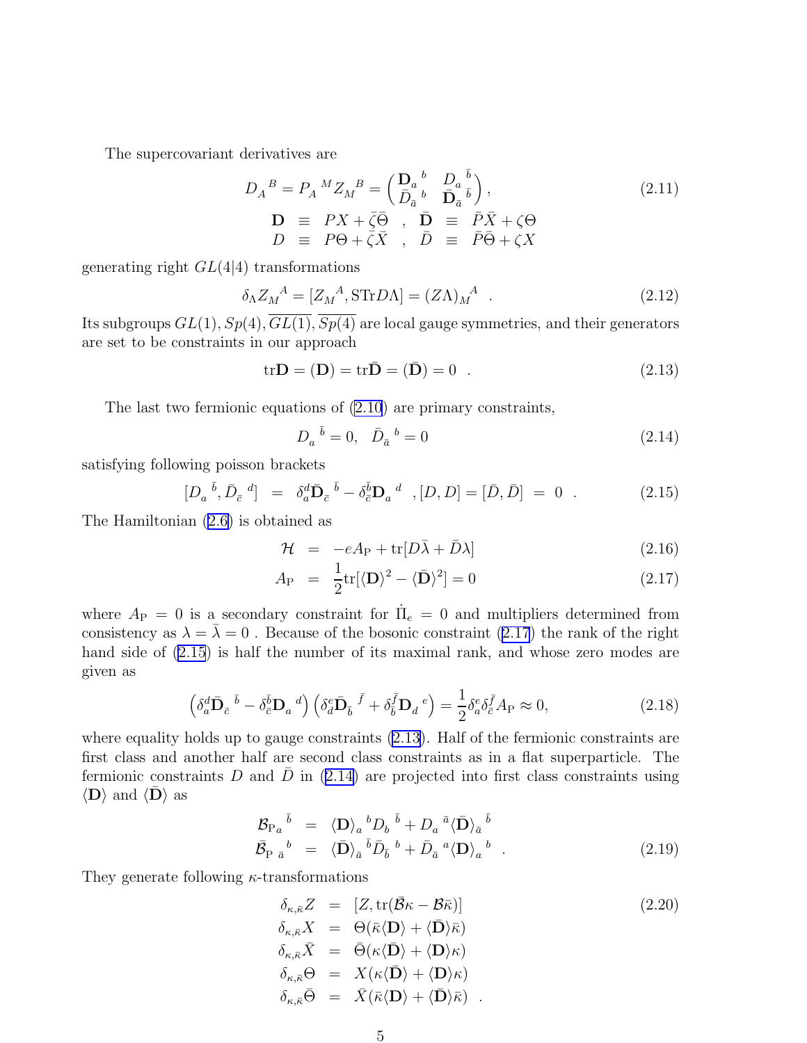The supercovariant derivatives are

$$
D_A{}^B = P_A{}^M Z_M{}^B = \begin{pmatrix} \mathbf{D}_a{}^b & D_a{}^{\bar{b}} \\ \bar{D}_{\bar{a}}{}^b & \bar{\mathbf{D}}_{\bar{a}}{}^{\bar{b}} \end{pmatrix}, \tag{2.11}
$$

$$
\begin{array}{rclcrcl}
\mathbf{D} & \equiv & PX + \bar{\zeta}\bar{\Theta} & , & \bar{\mathbf{D}} & \equiv & \bar{P}\bar{X} + \zeta\Theta \\
D & \equiv & P\Theta + \bar{\zeta}\bar{X} & , & \bar{D} & \equiv & \bar{P}\bar{\Theta} + \zeta X
\end{array}
$$

generating right $GL(4|4)$ transformations

$$
\delta_\Lambda Z_M{}^A = [Z_M{}^A, \mathrm{STr}D\Lambda] = (Z\Lambda)_M{}^A \quad . \tag{2.12}
$$

Its subgroups $GL(1), Sp(4), \overline{GL(1)}, \overline{Sp(4)}$ are local gauge symmetries, and their generators are set to be constraints in our approach

$$
\mathrm{tr}\mathbf{D} = (\mathbf{D}) = \mathrm{tr}\bar{\mathbf{D}} = (\bar{\mathbf{D}}) = 0 \quad . \tag{2.13}
$$

The last two fermionic equations of (2.10) are primary constraints,

$$
D_a{}^{\bar{b}} = 0, \quad \bar{D}_{\bar{a}}{}^b = 0 \tag{2.14}
$$

satisfying following poisson brackets

$$
[D_a{}^{\bar{b}}, \bar{D}_{\bar{c}}{}^d] \;=\; \delta_a^d \bar{\mathbf{D}}_{\bar{c}}{}^{\bar{b}} - \delta_{\bar{c}}^{\bar{b}} \mathbf{D}_a{}^d \quad , [D, D] = [\bar{D}, \bar{D}] \;=\; 0 \quad . \tag{2.15}
$$

The Hamiltonian (2.6) is obtained as

$$
\mathcal{H} \;=\; -eA_{\mathrm{P}} + \mathrm{tr}[D\bar{\lambda} + \bar{D}\lambda] \tag{2.16}
$$

$$
A_{\mathrm{P}} \;=\; \frac{1}{2}\mathrm{tr}[\langle \mathbf{D} \rangle^2 - \langle \bar{\mathbf{D}} \rangle^2] = 0 \tag{2.17}
$$

where $A_{\mathrm{P}} = 0$ is a secondary constraint for $\dot{\Pi}_e = 0$ and multipliers determined from consistency as $\lambda = \bar{\lambda} = 0$ . Because of the bosonic constraint (2.17) the rank of the right hand side of (2.15) is half the number of its maximal rank, and whose zero modes are given as

$$
\left( \delta_a^d \bar{\mathbf{D}}_{\bar{c}}{}^{\bar{b}} - \delta_{\bar{c}}^{\bar{b}} \mathbf{D}_a{}^d \right) \left( \delta_d^e \bar{\mathbf{D}}_{\bar{b}}{}^{\bar{f}} + \delta_{\bar{b}}^{\bar{f}} \mathbf{D}_d{}^e \right) = \frac{1}{2} \delta_a^e \delta_{\bar{c}}^{\bar{f}} A_{\mathrm{P}} \approx 0, \tag{2.18}
$$

where equality holds up to gauge constraints (2.13). Half of the fermionic constraints are first class and another half are second class constraints as in a flat superparticle. The fermionic constraints $D$ and $\bar{D}$ in (2.14) are projected into first class constraints using $\langle \mathbf{D} \rangle$ and $\langle \bar{\mathbf{D}} \rangle$ as

$$
\begin{array}{rcl}
\mathcal{B}_{\mathrm{P}}{}_a{}^{\bar{b}} & = & \langle \mathbf{D} \rangle_a{}^b D_b{}^{\bar{b}} + D_a{}^{\bar{a}} \langle \bar{\mathbf{D}} \rangle_{\bar{a}}{}^{\bar{b}} \\
\bar{\mathcal{B}}_{\mathrm{P}}{}_{\bar{a}}{}^b & = & \langle \bar{\mathbf{D}} \rangle_{\bar{a}}{}^{\bar{b}} \bar{D}_{\bar{b}}{}^b + \bar{D}_{\bar{a}}{}^a \langle \mathbf{D} \rangle_a{}^b \quad .
\end{array} \tag{2.19}
$$

They generate following $\kappa$-transformations

$$
\begin{array}{rcl}
\delta_{\kappa,\bar{\kappa}} Z & = & [Z, \mathrm{tr}(\bar{\mathcal{B}}\kappa - \mathcal{B}\bar{\kappa})] \\
\delta_{\kappa,\bar{\kappa}} X & = & \Theta(\bar{\kappa}\langle \mathbf{D} \rangle + \langle \bar{\mathbf{D}} \rangle \bar{\kappa}) \\
\delta_{\kappa,\bar{\kappa}} \bar{X} & = & \bar{\Theta}(\kappa \langle \bar{\mathbf{D}} \rangle + \langle \mathbf{D} \rangle \kappa) \\
\delta_{\kappa,\bar{\kappa}} \Theta & = & X(\kappa \langle \bar{\mathbf{D}} \rangle + \langle \mathbf{D} \rangle \kappa) \\
\delta_{\kappa,\bar{\kappa}} \bar{\Theta} & = & \bar{X}(\bar{\kappa}\langle \mathbf{D} \rangle + \langle \bar{\mathbf{D}} \rangle \bar{\kappa}) \quad .
\end{array} \tag{2.20}
$$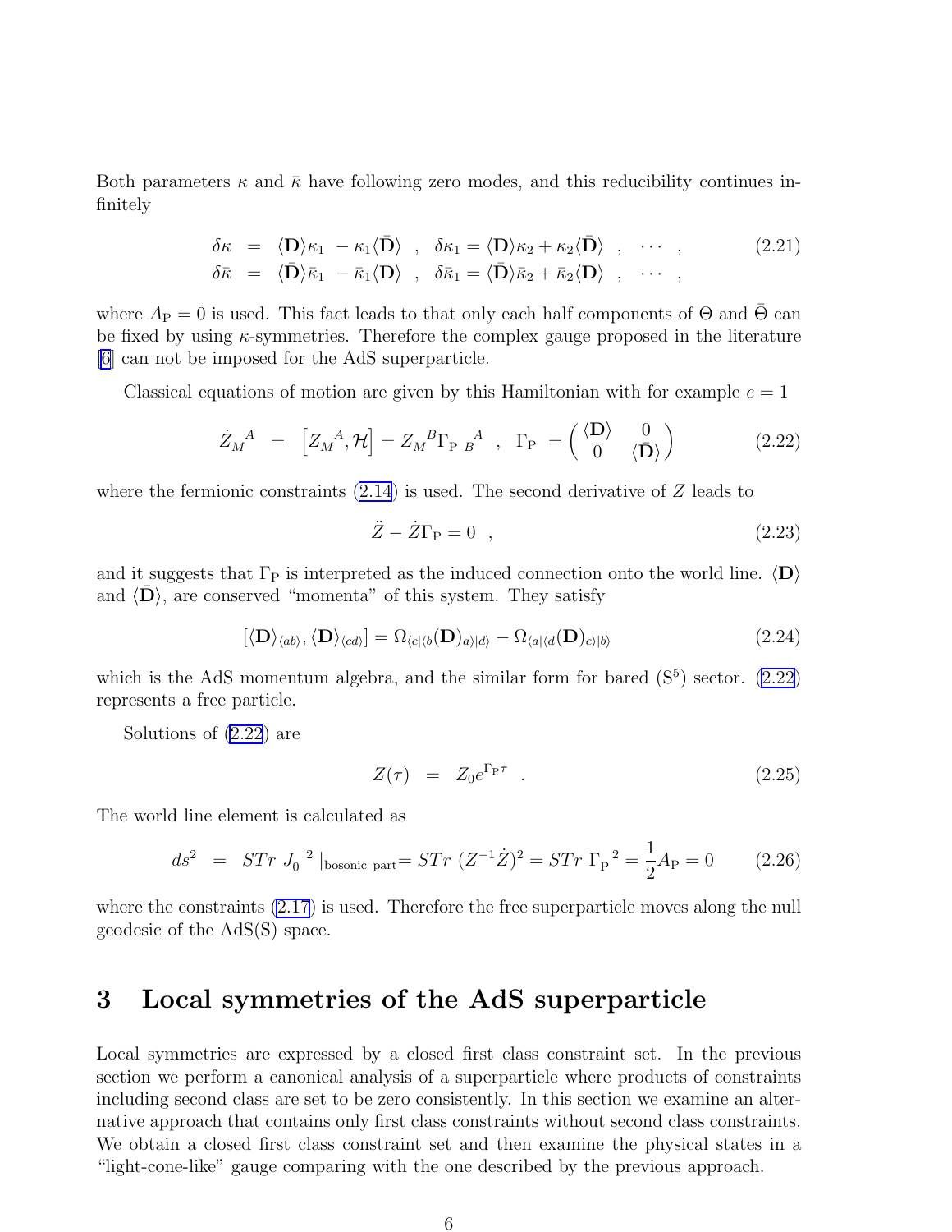Both parameters $\kappa$ and $\bar{\kappa}$ have following zero modes, and this reducibility continues infinitely

$$
\begin{aligned}
\delta\kappa &= \langle \mathbf{D} \rangle \kappa_1 - \kappa_1 \langle \bar{\mathbf{D}} \rangle \quad , \quad \delta\kappa_1 = \langle \mathbf{D} \rangle \kappa_2 + \kappa_2 \langle \bar{\mathbf{D}} \rangle \quad , \quad \cdots \quad , \\
\delta\bar{\kappa} &= \langle \bar{\mathbf{D}} \rangle \bar{\kappa}_1 - \bar{\kappa}_1 \langle \mathbf{D} \rangle \quad , \quad \delta\bar{\kappa}_1 = \langle \bar{\mathbf{D}} \rangle \bar{\kappa}_2 + \bar{\kappa}_2 \langle \mathbf{D} \rangle \quad , \quad \cdots \quad ,
\end{aligned}
\tag{2.21}
$$

where $A_{\rm P} = 0$ is used. This fact leads to that only each half components of $\Theta$ and $\bar{\Theta}$ can be fixed by using $\kappa$-symmetries. Therefore the complex gauge proposed in the literature [6] can not be imposed for the AdS superparticle.

Classical equations of motion are given by this Hamiltonian with for example $e = 1$

$$
\dot{Z}_M{}^A = \left[ Z_M{}^A, \mathcal{H} \right] = Z_M{}^B \Gamma_{\rm P}{}_B{}^A \quad , \quad \Gamma_{\rm P} = \begin{pmatrix} \langle \mathbf{D} \rangle & 0 \\ 0 & \langle \bar{\mathbf{D}} \rangle \end{pmatrix}
\tag{2.22}
$$

where the fermionic constraints (2.14) is used. The second derivative of $Z$ leads to

$$
\ddot{Z} - \dot{Z}\Gamma_{\rm P} = 0 \quad ,
\tag{2.23}
$$

and it suggests that $\Gamma_{\rm P}$ is interpreted as the induced connection onto the world line. $\langle \mathbf{D} \rangle$ and $\langle \bar{\mathbf{D}} \rangle$, are conserved "momenta" of this system. They satisfy

$$
[\langle \mathbf{D} \rangle_{\langle ab \rangle}, \langle \mathbf{D} \rangle_{\langle cd \rangle}] = \Omega_{\langle c | \langle b} (\mathbf{D})_{a \rangle | d \rangle} - \Omega_{\langle a | \langle d} (\mathbf{D})_{c \rangle | b \rangle}
\tag{2.24}
$$

which is the AdS momentum algebra, and the similar form for bared ($\mathrm{S}^5$) sector. (2.22) represents a free particle.

Solutions of (2.22) are

$$
Z(\tau) = Z_0 e^{\Gamma_{\rm P} \tau} \quad .
\tag{2.25}
$$

The world line element is calculated as

$$
ds^2 = STr \; J_0{}^2 \mid_{\text{bosonic part}} = STr \; (Z^{-1}\dot{Z})^2 = STr \; \Gamma_{\rm P}{}^2 = \frac{1}{2} A_{\rm P} = 0
\tag{2.26}
$$

where the constraints (2.17) is used. Therefore the free superparticle moves along the null geodesic of the AdS(S) space.

# 3 Local symmetries of the AdS superparticle

Local symmetries are expressed by a closed first class constraint set. In the previous section we perform a canonical analysis of a superparticle where products of constraints including second class are set to be zero consistently. In this section we examine an alternative approach that contains only first class constraints without second class constraints. We obtain a closed first class constraint set and then examine the physical states in a "light-cone-like" gauge comparing with the one described by the previous approach.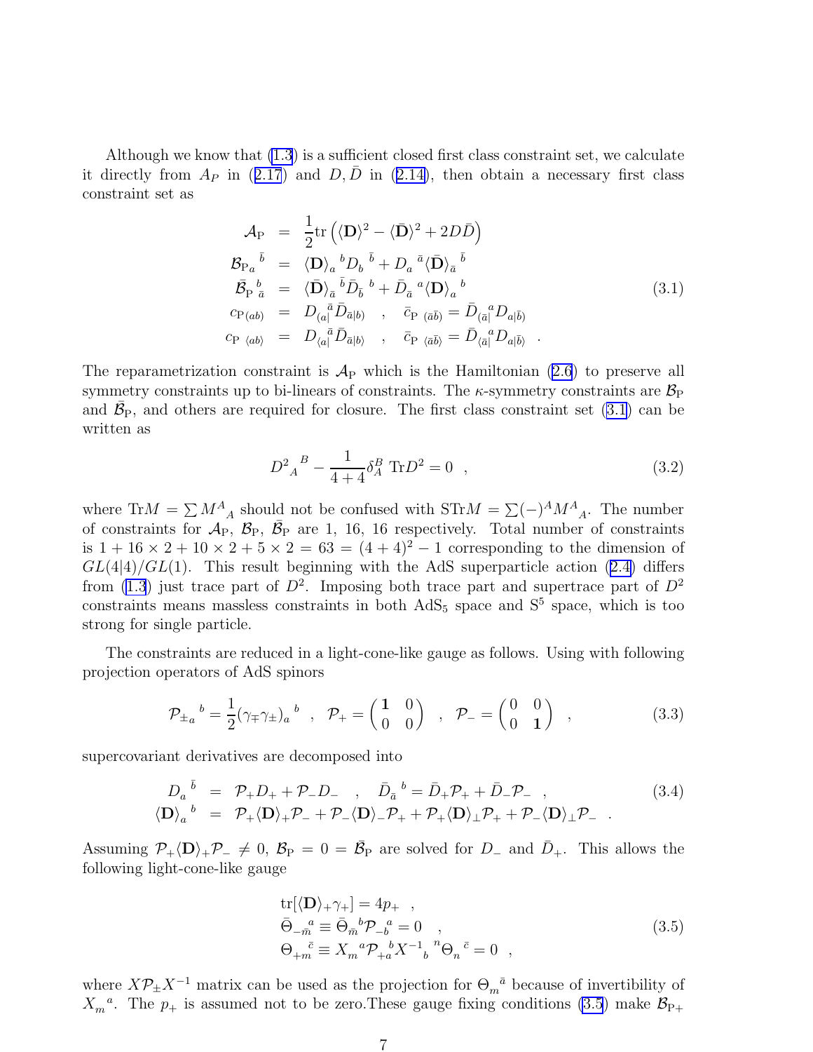Although we know that (1.3) is a sufficient closed first class constraint set, we calculate it directly from $A_P$ in (2.17) and $D, \bar{D}$ in (2.14), then obtain a necessary first class constraint set as

$$
\begin{aligned}
\mathcal{A}_{\rm P} &= \frac{1}{2}{\rm tr}\left(\langle \mathbf{D}\rangle^2 - \langle \bar{\mathbf{D}}\rangle^2 + 2D\bar{D}\right)\\
\mathcal{B}_{{\rm P}a}{}^{\bar{b}} &= \langle \mathbf{D}\rangle_a{}^b D_b{}^{\bar{b}} + D_a{}^{\bar{a}}\langle \bar{\mathbf{D}}\rangle_{\bar{a}}{}^{\bar{b}}\\
\bar{\mathcal{B}}_{\rm P}{}^{b}{}_{\bar{a}} &= \langle \bar{\mathbf{D}}\rangle_{\bar{a}}{}^{\bar{b}}\bar{D}_{\bar{b}}{}^{b} + \bar{D}_{\bar{a}}{}^{a}\langle \mathbf{D}\rangle_a{}^b\\
c_{{\rm P}(ab)} &= D_{(a|}{}^{\bar{a}}\bar{D}_{\bar{a}|b)} \quad , \quad \bar{c}_{{\rm P}\ (\bar{a}\bar{b})} = \bar{D}_{(\bar{a}|}{}^{a}D_{a|\bar{b})}\\
c_{{\rm P}\ \langle ab\rangle} &= D_{\langle a|}{}^{\bar{a}}\bar{D}_{\bar{a}|b\rangle} \quad , \quad \bar{c}_{{\rm P}\ \langle\bar{a}\bar{b}\rangle} = \bar{D}_{\langle\bar{a}|}{}^{a}D_{a|\bar{b}\rangle} \quad .
\end{aligned}
\tag{3.1}
$$

The reparametrization constraint is $\mathcal{A}_{\rm P}$ which is the Hamiltonian (2.6) to preserve all symmetry constraints up to bi-linears of constraints. The $\kappa$-symmetry constraints are $\mathcal{B}_{\rm P}$ and $\bar{\mathcal{B}}_{\rm P}$, and others are required for closure. The first class constraint set (3.1) can be written as

$$
D^2{}_A{}^B - \frac{1}{4+4}\delta_A^B\ {\rm Tr}D^2 = 0 \quad , \tag{3.2}
$$

where ${\rm Tr}M = \sum M^A{}_A$ should not be confused with ${\rm STr}M = \sum(-)^A M^A{}_A$. The number of constraints for $\mathcal{A}_{\rm P}$, $\mathcal{B}_{\rm P}$, $\bar{\mathcal{B}}_{\rm P}$ are 1, 16, 16 respectively. Total number of constraints is $1 + 16\times 2 + 10\times 2 + 5\times 2 = 63 = (4+4)^2 - 1$ corresponding to the dimension of $GL(4|4)/GL(1)$. This result beginning with the AdS superparticle action (2.4) differs from (1.3) just trace part of $D^2$. Imposing both trace part and supertrace part of $D^2$ constraints means massless constraints in both AdS$_5$ space and S$^5$ space, which is too strong for single particle.

The constraints are reduced in a light-cone-like gauge as follows. Using with following projection operators of AdS spinors

$$
\mathcal{P}_{\pm a}{}^b = \frac{1}{2}(\gamma_\mp\gamma_\pm)_a{}^b \quad , \quad \mathcal{P}_+ = \begin{pmatrix} \mathbf{1} & 0\\ 0 & 0\end{pmatrix} \quad , \quad \mathcal{P}_- = \begin{pmatrix} 0 & 0\\ 0 & \mathbf{1}\end{pmatrix} \quad , \tag{3.3}
$$

supercovariant derivatives are decomposed into

$$
\begin{aligned}
D_a{}^{\bar{b}} &= \mathcal{P}_+ D_+ + \mathcal{P}_- D_- \quad , \quad \bar{D}_{\bar{a}}{}^b = \bar{D}_+\mathcal{P}_+ + \bar{D}_-\mathcal{P}_- \quad ,\\
\langle \mathbf{D}\rangle_a{}^b &= \mathcal{P}_+\langle \mathbf{D}\rangle_+\mathcal{P}_- + \mathcal{P}_-\langle \mathbf{D}\rangle_-\mathcal{P}_+ + \mathcal{P}_+\langle \mathbf{D}\rangle_\perp\mathcal{P}_+ + \mathcal{P}_-\langle \mathbf{D}\rangle_\perp\mathcal{P}_- \quad .
\end{aligned}
\tag{3.4}
$$

Assuming $\mathcal{P}_+\langle \mathbf{D}\rangle_+\mathcal{P}_- \neq 0$, $\mathcal{B}_{\rm P} = 0 = \bar{\mathcal{B}}_{\rm P}$ are solved for $D_-$ and $\bar{D}_+$. This allows the following light-cone-like gauge

$$
\begin{aligned}
&{\rm tr}[\langle \mathbf{D}\rangle_+\gamma_+] = 4p_+ \quad ,\\
&\bar{\Theta}_{-\bar{m}}{}^a \equiv \bar{\Theta}_{\bar{m}}{}^b\mathcal{P}_{-b}{}^a = 0 \quad ,\\
&\Theta_{+m}{}^{\bar{c}} \equiv X_m{}^a\mathcal{P}_{+a}{}^b X^{-1}{}_b{}^n\Theta_n{}^{\bar{c}} = 0 \quad ,
\end{aligned}
\tag{3.5}
$$

where $X\mathcal{P}_\pm X^{-1}$ matrix can be used as the projection for $\Theta_m{}^{\bar{a}}$ because of invertibility of $X_m{}^a$. The $p_+$ is assumed not to be zero.These gauge fixing conditions (3.5) make $\mathcal{B}_{{\rm P}+}$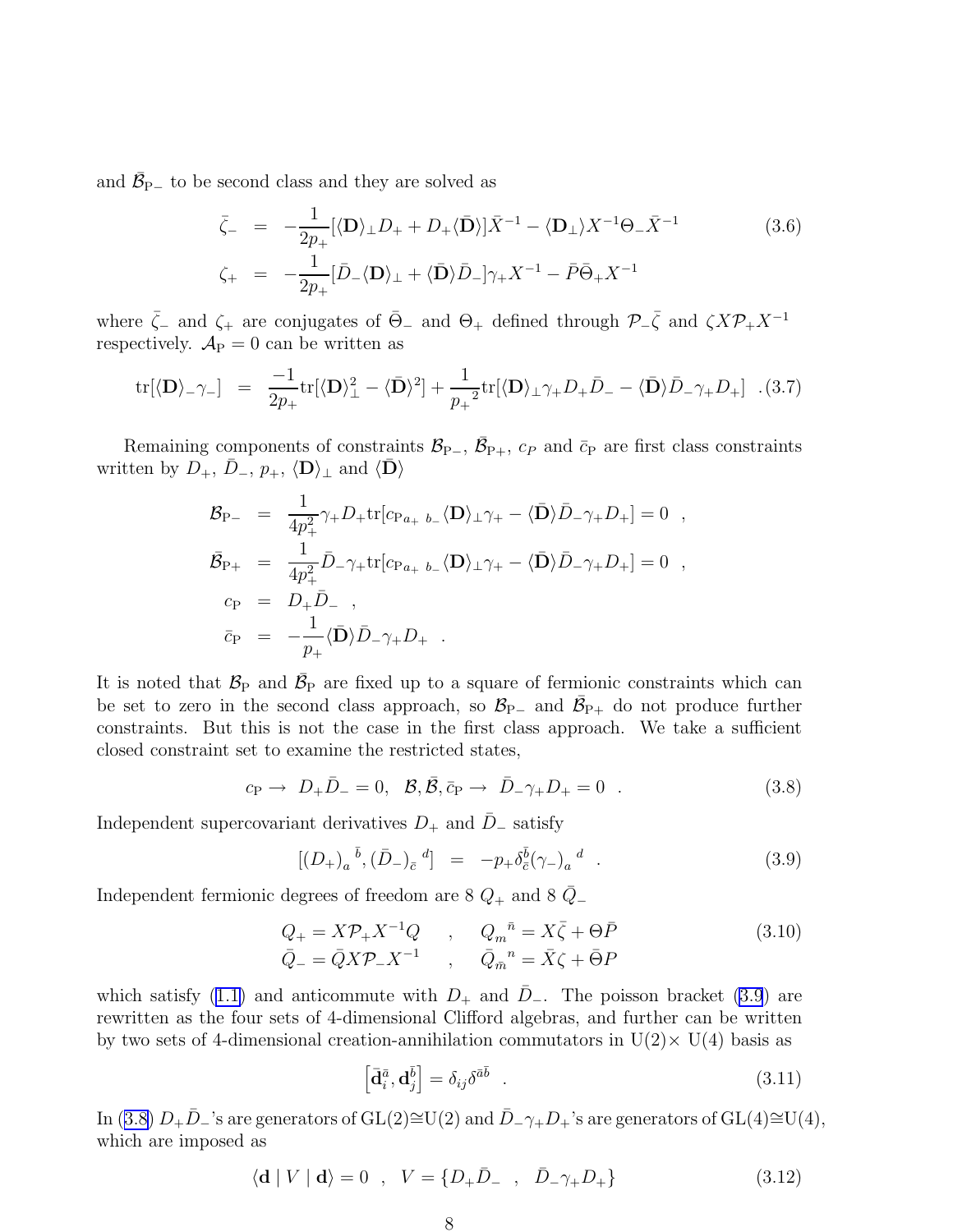and $\bar{\mathcal{B}}_{\mathrm{P}-}$ to be second class and they are solved as

$$
\begin{aligned}
\bar{\zeta}_- &= -\frac{1}{2p_+}[\langle \mathbf{D}\rangle_\perp D_+ + D_+\langle \bar{\mathbf{D}}\rangle]\bar{X}^{-1} - \langle \mathbf{D}_\perp\rangle X^{-1}\Theta_-\bar{X}^{-1} \\
\zeta_+ &= -\frac{1}{2p_+}[\bar{D}_-\langle \mathbf{D}\rangle_\perp + \langle \bar{\mathbf{D}}\rangle \bar{D}_-]\gamma_+ X^{-1} - \bar{P}\bar{\Theta}_+ X^{-1}
\end{aligned} \tag{3.6}
$$

where $\bar{\zeta}_-$ and $\zeta_+$ are conjugates of $\bar{\Theta}_-$ and $\Theta_+$ defined through $\mathcal{P}_-\bar{\zeta}$ and $\zeta X \mathcal{P}_+ X^{-1}$ respectively. $\mathcal{A}_{\mathrm{P}} = 0$ can be written as

$$
\mathrm{tr}[\langle \mathbf{D}\rangle_- \gamma_-] = \frac{-1}{2p_+}\mathrm{tr}[\langle \mathbf{D}\rangle_\perp^2 - \langle \bar{\mathbf{D}}\rangle^2] + \frac{1}{{p_+}^2}\mathrm{tr}[\langle \mathbf{D}\rangle_\perp \gamma_+ D_+ \bar{D}_- - \langle \bar{\mathbf{D}}\rangle \bar{D}_- \gamma_+ D_+] \ . \tag{3.7}
$$

Remaining components of constraints $\mathcal{B}_{\mathrm{P}-}$, $\bar{\mathcal{B}}_{\mathrm{P}+}$, $c_P$ and $\bar{c}_{\mathrm{P}}$ are first class constraints written by $D_+$, $\bar{D}_-$, $p_+$, $\langle \mathbf{D}\rangle_\perp$ and $\langle \bar{\mathbf{D}}\rangle$

$$
\begin{aligned}
\mathcal{B}_{\mathrm{P}-} &= \frac{1}{4p_+^2}\gamma_+ D_+ \mathrm{tr}[c_{\mathrm{P}a_+\ b_-}\langle \mathbf{D}\rangle_\perp \gamma_+ - \langle \bar{\mathbf{D}}\rangle \bar{D}_- \gamma_+ D_+] = 0 \ , \\
\bar{\mathcal{B}}_{\mathrm{P}+} &= \frac{1}{4p_+^2}\bar{D}_- \gamma_+ \mathrm{tr}[c_{\mathrm{P}a_+\ b_-}\langle \mathbf{D}\rangle_\perp \gamma_+ - \langle \bar{\mathbf{D}}\rangle \bar{D}_- \gamma_+ D_+] = 0 \ , \\
c_{\mathrm{P}} &= D_+ \bar{D}_- \ , \\
\bar{c}_{\mathrm{P}} &= -\frac{1}{p_+}\langle \bar{\mathbf{D}}\rangle \bar{D}_- \gamma_+ D_+ \ .
\end{aligned}
$$

It is noted that $\mathcal{B}_{\mathrm{P}}$ and $\bar{\mathcal{B}}_{\mathrm{P}}$ are fixed up to a square of fermionic constraints which can be set to zero in the second class approach, so $\mathcal{B}_{\mathrm{P}-}$ and $\bar{\mathcal{B}}_{\mathrm{P}+}$ do not produce further constraints. But this is not the case in the first class approach. We take a sufficient closed constraint set to examine the restricted states,

$$
c_{\mathrm{P}} \to\ D_+\bar{D}_- = 0,\ \ \mathcal{B}, \bar{\mathcal{B}}, \bar{c}_{\mathrm{P}} \to\ \bar{D}_-\gamma_+ D_+ = 0 \ . \tag{3.8}
$$

Independent supercovariant derivatives $D_+$ and $\bar{D}_-$ satisfy

$$
[(D_+)_a{}^{\bar{b}}, (\bar{D}_-)_{\bar{c}}{}^d] = -p_+ \delta_{\bar{c}}^{\bar{b}} (\gamma_-)_a{}^d \ . \tag{3.9}
$$

Independent fermionic degrees of freedom are 8 $Q_+$ and 8 $\bar{Q}_-$

$$
\begin{array}{lll}
Q_+ = X\mathcal{P}_+ X^{-1} Q & , & Q_m{}^{\bar{n}} = X\bar{\zeta} + \Theta\bar{P} \\
\bar{Q}_- = \bar{Q} X \mathcal{P}_- X^{-1} & , & \bar{Q}_{\bar{m}}{}^n = \bar{X}\zeta + \bar{\Theta} P
\end{array} \tag{3.10}
$$

which satisfy (1.1) and anticommute with $D_+$ and $\bar{D}_-$. The poisson bracket (3.9) are rewritten as the four sets of 4-dimensional Clifford algebras, and further can be written by two sets of 4-dimensional creation-annihilation commutators in U(2)× U(4) basis as

$$
\left[\bar{\mathbf{d}}_i^{\bar{a}}, \mathbf{d}_j^{\bar{b}}\right] = \delta_{ij}\delta^{\bar{a}\bar{b}} \ . \tag{3.11}
$$

In (3.8) $D_+\bar{D}_-$'s are generators of GL(2)≅U(2) and $\bar{D}_-\gamma_+ D_+$'s are generators of GL(4)≅U(4), which are imposed as

$$
\langle \mathbf{d} \mid V \mid \mathbf{d}\rangle = 0 \ \ , \ \ V = \{D_+\bar{D}_- \ \ , \ \ \bar{D}_-\gamma_+ D_+\} \tag{3.12}
$$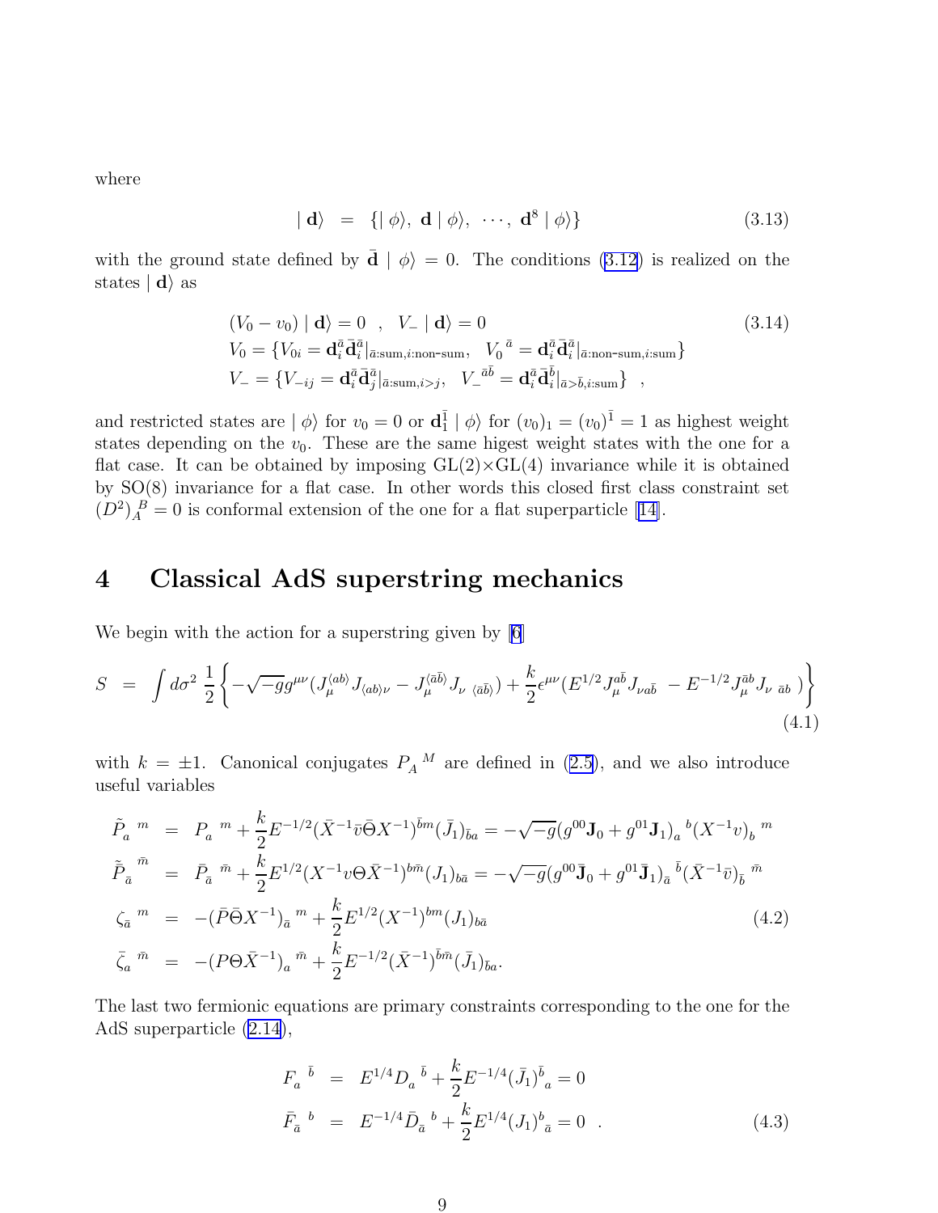where

$$
\mid \mathbf{d}\rangle \;\; = \;\; \{\mid \phi\rangle,\; \mathbf{d}\mid \phi\rangle,\; \cdots,\; \mathbf{d}^8\mid \phi\rangle\} \tag{3.13}
$$

with the ground state defined by $\bar{\mathbf{d}} \mid \phi\rangle = 0$. The conditions (3.12) is realized on the states $\mid \mathbf{d}\rangle$ as

$$
\begin{array}{l}
(V_0 - v_0)\mid \mathbf{d}\rangle = 0 \;\;,\;\; V_-\mid \mathbf{d}\rangle = 0 \\
V_0 = \{V_{0i} = \mathbf{d}_i^{\bar{a}}\bar{\mathbf{d}}_i^{\bar{a}}|_{\bar{a}:\text{sum},i:\text{non-sum}},\;\; V_0{}^{\bar{a}} = \mathbf{d}_i^{\bar{a}}\bar{\mathbf{d}}_i^{\bar{a}}|_{\bar{a}:\text{non-sum},i:\text{sum}}\} \\
V_- = \{V_{-ij} = \mathbf{d}_i^{\bar{a}}\bar{\mathbf{d}}_j^{\bar{a}}|_{\bar{a}:\text{sum},i>j},\;\; V_-{}^{\bar{a}\bar{b}} = \mathbf{d}_i^{\bar{a}}\bar{\mathbf{d}}_i^{\bar{b}}|_{\bar{a}>\bar{b},i:\text{sum}}\}\;\;,
\end{array} \tag{3.14}
$$

and restricted states are $\mid \phi\rangle$ for $v_0 = 0$ or $\mathbf{d}_1^{\bar{1}}\mid \phi\rangle$ for $(v_0)_1 = (v_0)^{\bar{1}} = 1$ as highest weight states depending on the $v_0$. These are the same higest weight states with the one for a flat case. It can be obtained by imposing GL(2)×GL(4) invariance while it is obtained by SO(8) invariance for a flat case. In other words this closed first class constraint set $(D^2)_A{}^B = 0$ is conformal extension of the one for a flat superparticle [14].

# 4 Classical AdS superstring mechanics

We begin with the action for a superstring given by [6]

$$
S \;\; = \;\; \int d\sigma^2\, \frac{1}{2}\left\{-\sqrt{-g}g^{\mu\nu}(J_\mu^{\langle ab\rangle}J_{\langle ab\rangle\nu} - J_\mu^{\langle\bar{a}\bar{b}\rangle}J_{\nu\;\langle\bar{a}\bar{b}\rangle}) + \frac{k}{2}\epsilon^{\mu\nu}(E^{1/2}J_\mu^{a\bar{b}}J_{\nu a\bar{b}}\; - E^{-1/2}J_\mu^{\bar{a}b}J_{\nu\;\bar{a}b}\;)\right\} \tag{4.1}
$$

with $k = \pm 1$. Canonical conjugates $P_A{}^M$ are defined in (2.5), and we also introduce useful variables

$$
\begin{array}{rcl}
\tilde{P}_a{}^m & = & P_a{}^m + \dfrac{k}{2}E^{-1/2}(\bar{X}^{-1}\bar{v}\bar{\Theta}X^{-1})^{\bar{b}m}(\bar{J}_1)_{\bar{b}a} = -\sqrt{-g}(g^{00}\mathbf{J}_0 + g^{01}\mathbf{J}_1)_a{}^b(X^{-1}v)_b{}^m \\
\tilde{\bar{P}}_{\bar{a}}{}^{\bar{m}} & = & \bar{P}_{\bar{a}}{}^{\bar{m}} + \dfrac{k}{2}E^{1/2}(X^{-1}v\Theta\bar{X}^{-1})^{b\bar{m}}(J_1)_{b\bar{a}} = -\sqrt{-g}(g^{00}\bar{\mathbf{J}}_0 + g^{01}\bar{\mathbf{J}}_1)_{\bar{a}}{}^{\bar{b}}(\bar{X}^{-1}\bar{v})_{\bar{b}}{}^{\bar{m}} \\
\zeta_{\bar{a}}{}^m & = & -(\bar{P}\bar{\Theta}X^{-1})_{\bar{a}}{}^m + \dfrac{k}{2}E^{1/2}(X^{-1})^{bm}(J_1)_{b\bar{a}} \\
\bar{\zeta}_a{}^{\bar{m}} & = & -(P\Theta\bar{X}^{-1})_a{}^{\bar{m}} + \dfrac{k}{2}E^{-1/2}(\bar{X}^{-1})^{\bar{b}\bar{m}}(\bar{J}_1)_{\bar{b}a}.
\end{array} \tag{4.2}
$$

The last two fermionic equations are primary constraints corresponding to the one for the AdS superparticle (2.14),

$$
\begin{array}{rcl}
F_a{}^{\bar{b}} & = & E^{1/4}D_a{}^{\bar{b}} + \dfrac{k}{2}E^{-1/4}(\bar{J}_1)^{\bar{b}}{}_a = 0 \\
\bar{F}_{\bar{a}}{}^b & = & E^{-1/4}\bar{D}_{\bar{a}}{}^b + \dfrac{k}{2}E^{1/4}(J_1)^b{}_{\bar{a}} = 0\;\;\;.
\end{array} \tag{4.3}
$$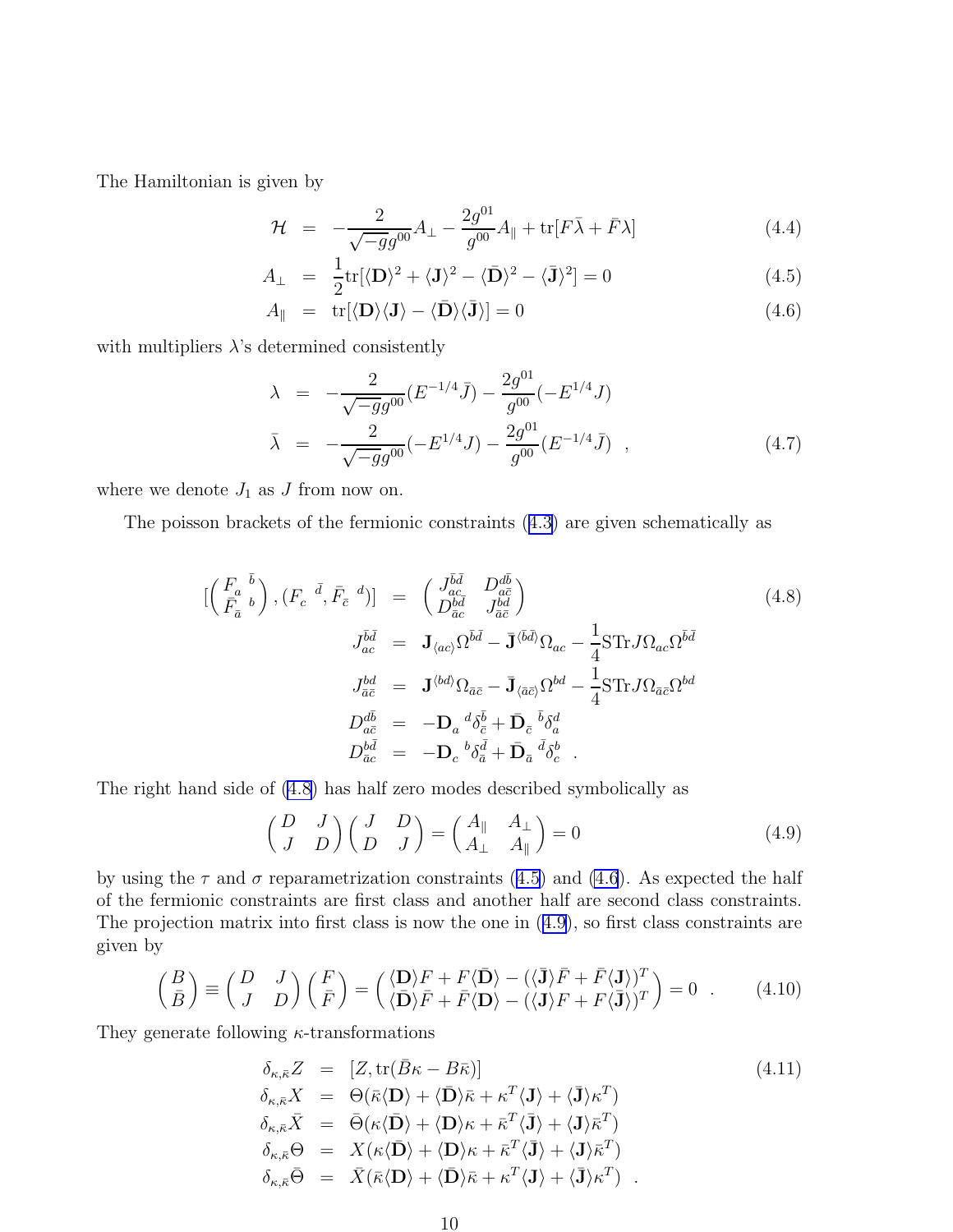The Hamiltonian is given by

$$
\begin{aligned}
\mathcal{H} &= -\frac{2}{\sqrt{-g}g^{00}}A_\perp - \frac{2g^{01}}{g^{00}}A_\parallel + \mathrm{tr}[F\bar{\lambda} + \bar{F}\lambda] &(4.4)\\
A_\perp &= \frac{1}{2}\mathrm{tr}[\langle \mathbf{D}\rangle^2 + \langle \mathbf{J}\rangle^2 - \langle \bar{\mathbf{D}}\rangle^2 - \langle \bar{\mathbf{J}}\rangle^2] = 0 &(4.5)\\
A_\parallel &= \mathrm{tr}[\langle \mathbf{D}\rangle\langle \mathbf{J}\rangle - \langle \bar{\mathbf{D}}\rangle\langle \bar{\mathbf{J}}\rangle] = 0 &(4.6)
\end{aligned}
$$

with multipliers $\lambda$'s determined consistently

$$
\begin{aligned}
\lambda &= -\frac{2}{\sqrt{-g}g^{00}}(E^{-1/4}\bar{J}) - \frac{2g^{01}}{g^{00}}(-E^{1/4}J)\\
\bar{\lambda} &= -\frac{2}{\sqrt{-g}g^{00}}(-E^{1/4}J) - \frac{2g^{01}}{g^{00}}(E^{-1/4}\bar{J}) \quad , &(4.7)
\end{aligned}
$$

where we denote $J_1$ as $J$ from now on.

The poisson brackets of the fermionic constraints (4.3) are given schematically as

$$
\begin{aligned}
[\begin{pmatrix} F_a{}^{\bar{b}} \\ \bar{F}_{\bar{a}}{}^{b} \end{pmatrix}, (F_c{}^{\bar{d}}, \bar{F}_{\bar{c}}{}^{d})] &= \begin{pmatrix} J_{ac}^{\bar{b}\bar{d}} & D_{a\bar{c}}^{d\bar{b}} \\ D_{\bar{a}c}^{b\bar{d}} & J_{\bar{a}\bar{c}}^{bd} \end{pmatrix} &(4.8)\\
J_{ac}^{\bar{b}\bar{d}} &= \mathbf{J}_{\langle ac\rangle}\Omega^{\bar{b}\bar{d}} - \bar{\mathbf{J}}^{\langle \bar{b}\bar{d}\rangle}\Omega_{ac} - \frac{1}{4}\mathrm{STr}J\Omega_{ac}\Omega^{\bar{b}\bar{d}}\\
J_{\bar{a}\bar{c}}^{bd} &= \mathbf{J}^{\langle bd\rangle}\Omega_{\bar{a}\bar{c}} - \bar{\mathbf{J}}_{\langle \bar{a}\bar{c}\rangle}\Omega^{bd} - \frac{1}{4}\mathrm{STr}J\Omega_{\bar{a}\bar{c}}\Omega^{bd}\\
D_{a\bar{c}}^{d\bar{b}} &= -\mathbf{D}_a{}^d\delta_{\bar{c}}^{\bar{b}} + \bar{\mathbf{D}}_{\bar{c}}{}^{\bar{b}}\delta_a^d\\
D_{\bar{a}c}^{b\bar{d}} &= -\mathbf{D}_c{}^b\delta_{\bar{a}}^{\bar{d}} + \bar{\mathbf{D}}_{\bar{a}}{}^{\bar{d}}\delta_c^b \quad .
\end{aligned}
$$

The right hand side of (4.8) has half zero modes described symbolically as

$$
\begin{pmatrix} D & J \\ J & D \end{pmatrix}\begin{pmatrix} J & D \\ D & J \end{pmatrix} = \begin{pmatrix} A_\parallel & A_\perp \\ A_\perp & A_\parallel \end{pmatrix} = 0 \tag{4.9}
$$

by using the $\tau$ and $\sigma$ reparametrization constraints (4.5) and (4.6). As expected the half of the fermionic constraints are first class and another half are second class constraints. The projection matrix into first class is now the one in (4.9), so first class constraints are given by

$$
\begin{pmatrix} B \\ \bar{B} \end{pmatrix} \equiv \begin{pmatrix} D & J \\ J & D \end{pmatrix}\begin{pmatrix} F \\ \bar{F} \end{pmatrix} = \begin{pmatrix} \langle \mathbf{D}\rangle F + F\langle \bar{\mathbf{D}}\rangle - (\langle \bar{\mathbf{J}}\rangle \bar{F} + \bar{F}\langle \mathbf{J}\rangle)^T \\ \langle \bar{\mathbf{D}}\rangle \bar{F} + \bar{F}\langle \mathbf{D}\rangle - (\langle \mathbf{J}\rangle F + F\langle \bar{\mathbf{J}}\rangle)^T \end{pmatrix} = 0 \quad . \tag{4.10}
$$

They generate following $\kappa$-transformations

$$
\begin{aligned}
\delta_{\kappa,\bar{\kappa}}Z &= [Z, \mathrm{tr}(\bar{B}\kappa - B\bar{\kappa})] &(4.11)\\
\delta_{\kappa,\bar{\kappa}}X &= \Theta(\bar{\kappa}\langle \mathbf{D}\rangle + \langle \bar{\mathbf{D}}\rangle\bar{\kappa} + \kappa^T\langle \mathbf{J}\rangle + \langle \bar{\mathbf{J}}\rangle\kappa^T)\\
\delta_{\kappa,\bar{\kappa}}\bar{X} &= \bar{\Theta}(\kappa\langle \bar{\mathbf{D}}\rangle + \langle \mathbf{D}\rangle\kappa + \bar{\kappa}^T\langle \bar{\mathbf{J}}\rangle + \langle \mathbf{J}\rangle\bar{\kappa}^T)\\
\delta_{\kappa,\bar{\kappa}}\Theta &= X(\kappa\langle \bar{\mathbf{D}}\rangle + \langle \mathbf{D}\rangle\kappa + \bar{\kappa}^T\langle \bar{\mathbf{J}}\rangle + \langle \mathbf{J}\rangle\bar{\kappa}^T)\\
\delta_{\kappa,\bar{\kappa}}\bar{\Theta} &= \bar{X}(\bar{\kappa}\langle \mathbf{D}\rangle + \langle \bar{\mathbf{D}}\rangle\bar{\kappa} + \kappa^T\langle \mathbf{J}\rangle + \langle \bar{\mathbf{J}}\rangle\kappa^T) \quad .
\end{aligned}
$$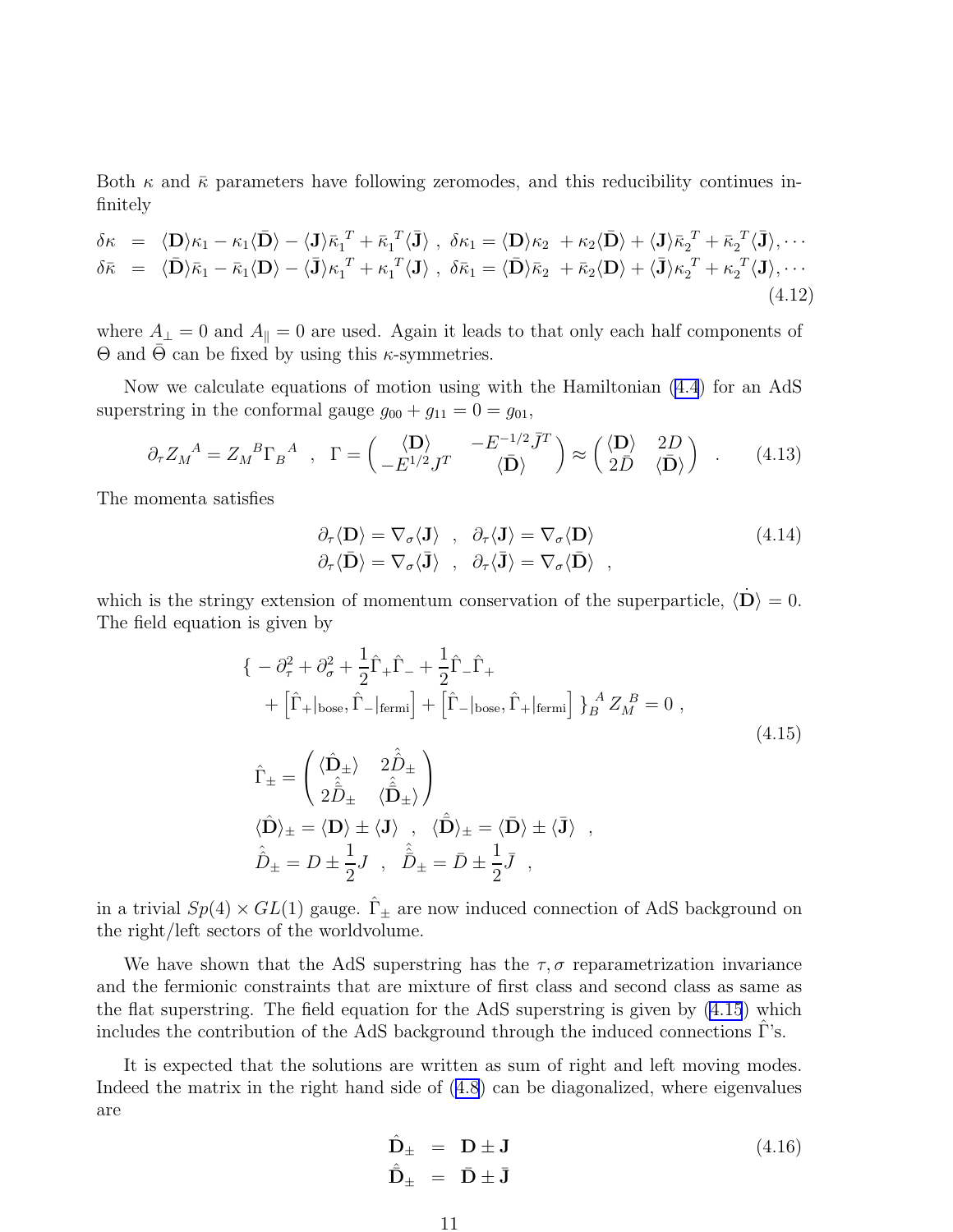Both $\kappa$ and $\bar{\kappa}$ parameters have following zeromodes, and this reducibility continues infinitely

$$
\begin{aligned}
\delta\kappa &= \langle\mathbf{D}\rangle\kappa_1 - \kappa_1\langle\bar{\mathbf{D}}\rangle - \langle\mathbf{J}\rangle\bar{\kappa}_1{}^T + \bar{\kappa}_1{}^T\langle\bar{\mathbf{J}}\rangle \ , \ \delta\kappa_1 = \langle\mathbf{D}\rangle\kappa_2 \ + \kappa_2\langle\bar{\mathbf{D}}\rangle + \langle\mathbf{J}\rangle\bar{\kappa}_2{}^T + \bar{\kappa}_2{}^T\langle\bar{\mathbf{J}}\rangle, \cdots \\
\delta\bar{\kappa} &= \langle\bar{\mathbf{D}}\rangle\bar{\kappa}_1 - \bar{\kappa}_1\langle\mathbf{D}\rangle - \langle\bar{\mathbf{J}}\rangle\kappa_1{}^T + \kappa_1{}^T\langle\mathbf{J}\rangle \ , \ \delta\bar{\kappa}_1 = \langle\bar{\mathbf{D}}\rangle\bar{\kappa}_2 \ + \bar{\kappa}_2\langle\mathbf{D}\rangle + \langle\bar{\mathbf{J}}\rangle\kappa_2{}^T + \kappa_2{}^T\langle\mathbf{J}\rangle, \cdots
\end{aligned}
\tag{4.12}
$$

where $A_\perp = 0$ and $A_\parallel = 0$ are used. Again it leads to that only each half components of $\Theta$ and $\bar{\Theta}$ can be fixed by using this $\kappa$-symmetries.

Now we calculate equations of motion using with the Hamiltonian (4.4) for an AdS superstring in the conformal gauge $g_{00} + g_{11} = 0 = g_{01}$,

$$
\partial_\tau Z_M{}^A = Z_M{}^B \Gamma_B{}^A \quad , \quad \Gamma = \begin{pmatrix} \langle\mathbf{D}\rangle & -E^{-1/2}\bar{J}^T \\ -E^{1/2}J^T & \langle\bar{\mathbf{D}}\rangle \end{pmatrix} \approx \begin{pmatrix} \langle\mathbf{D}\rangle & 2D \\ 2\bar{D} & \langle\bar{\mathbf{D}}\rangle \end{pmatrix} \quad . \tag{4.13}
$$

The momenta satisfies

$$
\begin{aligned}
&\partial_\tau\langle\mathbf{D}\rangle = \nabla_\sigma\langle\mathbf{J}\rangle \quad , \quad \partial_\tau\langle\mathbf{J}\rangle = \nabla_\sigma\langle\mathbf{D}\rangle \\
&\partial_\tau\langle\bar{\mathbf{D}}\rangle = \nabla_\sigma\langle\bar{\mathbf{J}}\rangle \quad , \quad \partial_\tau\langle\bar{\mathbf{J}}\rangle = \nabla_\sigma\langle\bar{\mathbf{D}}\rangle \quad ,
\end{aligned}
\tag{4.14}
$$

which is the stringy extension of momentum conservation of the superparticle, $\langle\dot{\mathbf{D}}\rangle = 0$. The field equation is given by

$$
\begin{aligned}
&\Big\{ -\partial_\tau^2 + \partial_\sigma^2 + \frac{1}{2}\hat{\Gamma}_+\hat{\Gamma}_- + \frac{1}{2}\hat{\Gamma}_-\hat{\Gamma}_+ \\
&\qquad + \left[\hat{\Gamma}_+|_{\rm bose}, \hat{\Gamma}_-|_{\rm fermi}\right] + \left[\hat{\Gamma}_-|_{\rm bose}, \hat{\Gamma}_+|_{\rm fermi}\right] \Big\}_B{}^A Z_M{}^B = 0 \ , \\
&\hat{\Gamma}_\pm = \begin{pmatrix} \langle\hat{\mathbf{D}}_\pm\rangle & 2\hat{D}_\pm \\ 2\hat{\bar{D}}_\pm & \langle\hat{\bar{\mathbf{D}}}_\pm\rangle \end{pmatrix} \\
&\langle\hat{\mathbf{D}}\rangle_\pm = \langle\mathbf{D}\rangle \pm \langle\mathbf{J}\rangle \quad , \quad \langle\hat{\bar{\mathbf{D}}}\rangle_\pm = \langle\bar{\mathbf{D}}\rangle \pm \langle\bar{\mathbf{J}}\rangle \quad , \\
&\hat{D}_\pm = D \pm \frac{1}{2}J \quad , \quad \hat{\bar{D}}_\pm = \bar{D} \pm \frac{1}{2}\bar{J} \quad ,
\end{aligned}
\tag{4.15}
$$

in a trivial $Sp(4) \times GL(1)$ gauge. $\hat{\Gamma}_\pm$ are now induced connection of AdS background on the right/left sectors of the worldvolume.

We have shown that the AdS superstring has the $\tau, \sigma$ reparametrization invariance and the fermionic constraints that are mixture of first class and second class as same as the flat superstring. The field equation for the AdS superstring is given by (4.15) which includes the contribution of the AdS background through the induced connections $\hat{\Gamma}$'s.

It is expected that the solutions are written as sum of right and left moving modes. Indeed the matrix in the right hand side of (4.8) can be diagonalized, where eigenvalues are

$$
\begin{aligned}
\hat{\mathbf{D}}_\pm &= \mathbf{D} \pm \mathbf{J} \\
\hat{\bar{\mathbf{D}}}_\pm &= \bar{\mathbf{D}} \pm \bar{\mathbf{J}}
\end{aligned}
\tag{4.16}
$$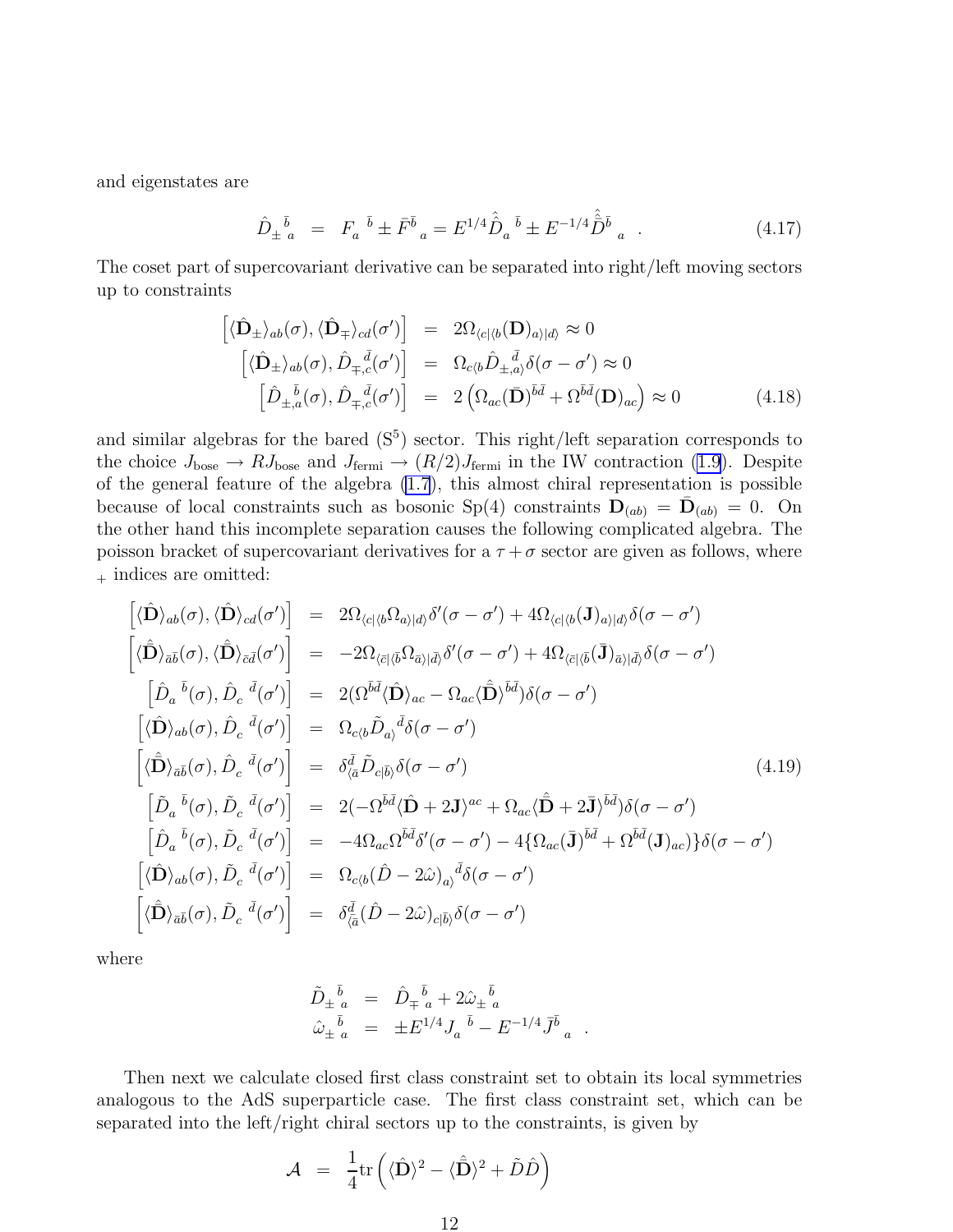and eigenstates are

$$
\hat{D}_{\pm}{}_a{}^{\bar{b}} \;=\; F_a{}^{\bar{b}} \pm \bar{F}^{\bar{b}}{}_a = E^{1/4}\hat{D}_a{}^{\bar{b}} \pm E^{-1/4}\hat{\bar{D}}^{\bar{b}}{}_a \quad . \tag{4.17}
$$

The coset part of supercovariant derivative can be separated into right/left moving sectors up to constraints

$$
\begin{aligned}
\left[\langle\hat{\mathbf{D}}_{\pm}\rangle_{ab}(\sigma), \langle\hat{\mathbf{D}}_{\mp}\rangle_{cd}(\sigma')\right] &= 2\Omega_{\langle c|\langle b}(\mathbf{D})_{a\rangle|d\rangle} \approx 0 \\
\left[\langle\hat{\mathbf{D}}_{\pm}\rangle_{ab}(\sigma), \hat{D}_{\mp,c}{}^{\bar{d}}(\sigma')\right] &= \Omega_{c\langle b}\hat{D}_{\pm,a\rangle}{}^{\bar{d}}\delta(\sigma-\sigma') \approx 0 \\
\left[\hat{D}_{\pm,a}{}^{\bar{b}}(\sigma), \hat{D}_{\mp,c}{}^{\bar{d}}(\sigma')\right] &= 2\left(\Omega_{ac}(\bar{\mathbf{D}})^{\bar{b}\bar{d}} + \Omega^{\bar{b}\bar{d}}(\mathbf{D})_{ac}\right) \approx 0
\end{aligned} \tag{4.18}
$$

and similar algebras for the bared ($\mathrm{S}^5$) sector. This right/left separation corresponds to the choice $J_{\rm bose} \to RJ_{\rm bose}$ and $J_{\rm fermi} \to (R/2)J_{\rm fermi}$ in the IW contraction (1.9). Despite of the general feature of the algebra (1.7), this almost chiral representation is possible because of local constraints such as bosonic Sp(4) constraints $\mathbf{D}_{(ab)} = \bar{\mathbf{D}}_{(ab)} = 0$. On the other hand this incomplete separation causes the following complicated algebra. The poisson bracket of supercovariant derivatives for a $\tau+\sigma$ sector are given as follows, where $_+$ indices are omitted:

$$
\begin{aligned}
\left[\langle\hat{\mathbf{D}}\rangle_{ab}(\sigma), \langle\hat{\mathbf{D}}\rangle_{cd}(\sigma')\right] &= 2\Omega_{\langle c|\langle b}\Omega_{a\rangle|d\rangle}\delta'(\sigma-\sigma') + 4\Omega_{\langle c|\langle b}(\mathbf{J})_{a\rangle|d\rangle}\delta(\sigma-\sigma') \\
\left[\langle\hat{\bar{\mathbf{D}}}\rangle_{\bar{a}\bar{b}}(\sigma), \langle\hat{\bar{\mathbf{D}}}\rangle_{\bar{c}\bar{d}}(\sigma')\right] &= -2\Omega_{\langle\bar{c}|\langle\bar{b}}\Omega_{\bar{a}\rangle|\bar{d}\rangle}\delta'(\sigma-\sigma') + 4\Omega_{\langle\bar{c}|\langle\bar{b}}(\bar{\mathbf{J}})_{\bar{a}\rangle|\bar{d}\rangle}\delta(\sigma-\sigma') \\
\left[\hat{D}_a{}^{\bar{b}}(\sigma), \hat{D}_c{}^{\bar{d}}(\sigma')\right] &= 2(\Omega^{\bar{b}\bar{d}}\langle\hat{\mathbf{D}}\rangle_{ac} - \Omega_{ac}\langle\hat{\bar{\mathbf{D}}}\rangle^{\bar{b}\bar{d}})\delta(\sigma-\sigma') \\
\left[\langle\hat{\mathbf{D}}\rangle_{ab}(\sigma), \hat{D}_c{}^{\bar{d}}(\sigma')\right] &= \Omega_{c\langle b}\tilde{D}_{a\rangle}{}^{\bar{d}}\delta(\sigma-\sigma') \\
\left[\langle\hat{\bar{\mathbf{D}}}\rangle_{\bar{a}\bar{b}}(\sigma), \hat{D}_c{}^{\bar{d}}(\sigma')\right] &= \delta^{\bar{d}}_{\langle\bar{a}}\tilde{D}_{c|\bar{b}\rangle}\delta(\sigma-\sigma') \\
\left[\tilde{D}_a{}^{\bar{b}}(\sigma), \tilde{D}_c{}^{\bar{d}}(\sigma')\right] &= 2(-\Omega^{\bar{b}\bar{d}}\langle\hat{\mathbf{D}}+2\mathbf{J}\rangle^{ac} + \Omega_{ac}\langle\hat{\bar{\mathbf{D}}}+2\bar{\mathbf{J}}\rangle^{\bar{b}\bar{d}})\delta(\sigma-\sigma') \\
\left[\hat{D}_a{}^{\bar{b}}(\sigma), \tilde{D}_c{}^{\bar{d}}(\sigma')\right] &= -4\Omega_{ac}\Omega^{\bar{b}\bar{d}}\delta'(\sigma-\sigma') - 4\{\Omega_{ac}(\bar{\mathbf{J}})^{\bar{b}\bar{d}} + \Omega^{\bar{b}\bar{d}}(\mathbf{J})_{ac})\}\delta(\sigma-\sigma') \\
\left[\langle\hat{\mathbf{D}}\rangle_{ab}(\sigma), \tilde{D}_c{}^{\bar{d}}(\sigma')\right] &= \Omega_{c\langle b}(\hat{D}-2\hat{\omega})_{a\rangle}{}^{\bar{d}}\delta(\sigma-\sigma') \\
\left[\langle\hat{\bar{\mathbf{D}}}\rangle_{\bar{a}\bar{b}}(\sigma), \tilde{D}_c{}^{\bar{d}}(\sigma')\right] &= \delta^{\bar{d}}_{\langle\bar{a}}(\hat{D}-2\hat{\omega})_{c|\bar{b}\rangle}\delta(\sigma-\sigma')
\end{aligned} \tag{4.19}
$$

where

$$
\begin{aligned}
\tilde{D}_{\pm}{}_a{}^{\bar{b}} &= \hat{D}_{\mp}{}_a{}^{\bar{b}} + 2\hat{\omega}_{\pm}{}_a{}^{\bar{b}} \\
\hat{\omega}_{\pm}{}_a{}^{\bar{b}} &= \pm E^{1/4}J_a{}^{\bar{b}} - E^{-1/4}\bar{J}^{\bar{b}}{}_a \quad .
\end{aligned}
$$

Then next we calculate closed first class constraint set to obtain its local symmetries analogous to the AdS superparticle case. The first class constraint set, which can be separated into the left/right chiral sectors up to the constraints, is given by

$$
\mathcal{A} \;=\; \frac{1}{4}\mathrm{tr}\left(\langle\hat{\mathbf{D}}\rangle^2 - \langle\hat{\bar{\mathbf{D}}}\rangle^2 + \tilde{D}\hat{D}\right)
$$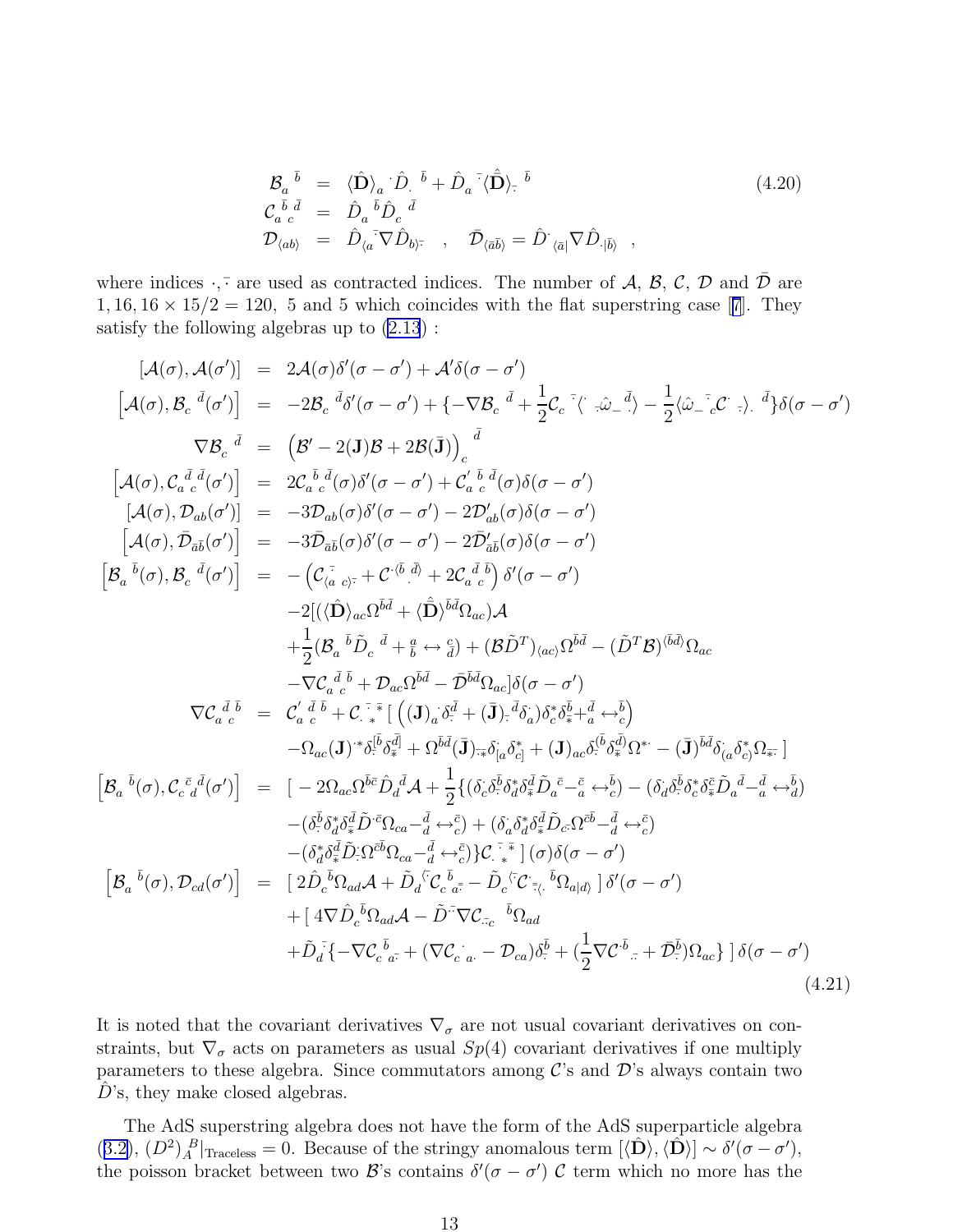$$
\begin{aligned}
\mathcal{B}_{a}{}^{\bar{b}} &= \langle\hat{\mathbf{D}}\rangle_{a}{}^{\cdot}\hat{D}_{\cdot}{}^{\bar{b}} + \hat{D}_{a}{}^{\bar{\cdot}}\langle\hat{\bar{\mathbf{D}}}\rangle_{\bar{\cdot}}{}^{\bar{b}} \\
\mathcal{C}_{a}{}^{\bar{b}}{}_{c}{}^{\bar{d}} &= \hat{D}_{a}{}^{\bar{b}}\hat{D}_{c}{}^{\bar{d}} \\
\mathcal{D}_{\langle ab\rangle} &= \hat{D}_{\langle a}{}^{\bar{\cdot}}\nabla\hat{D}_{b\rangle\bar{\cdot}} \quad , \quad \bar{\mathcal{D}}_{\langle\bar{a}\bar{b}\rangle} = \hat{D}^{\cdot}{}_{\langle\bar{a}|}\nabla\hat{D}_{\cdot|\bar{b}\rangle} \quad ,
\end{aligned}
\tag{4.20}
$$

where indices $\cdot, \bar{\cdot}$ are used as contracted indices. The number of $\mathcal{A}$, $\mathcal{B}$, $\mathcal{C}$, $\mathcal{D}$ and $\bar{\mathcal{D}}$ are $1, 16, 16\times 15/2 = 120$, 5 and 5 which coincides with the flat superstring case [7]. They satisfy the following algebras up to (2.13) :

$$
\begin{aligned}
[\mathcal{A}(\sigma),\mathcal{A}(\sigma')] &= 2\mathcal{A}(\sigma)\delta'(\sigma-\sigma') + \mathcal{A}'\delta(\sigma-\sigma') \\
\left[\mathcal{A}(\sigma),\mathcal{B}_{c}{}^{\bar{d}}(\sigma')\right] &= -2\mathcal{B}_{c}{}^{\bar{d}}\delta'(\sigma-\sigma') + \{-\nabla\mathcal{B}_{c}{}^{\bar{d}} + \frac{1}{2}\mathcal{C}_{c}{}^{\bar{\cdot}}{}^{\langle\cdot}{}_{\bar{\cdot}}\hat{\omega}_{-}{}_{\cdot\rangle}^{\bar{d}} - \frac{1}{2}\langle\hat{\omega}_{-}{}^{\bar{\cdot}}{}_{c}\mathcal{C}^{\cdot}{}_{\bar{\cdot}}\rangle_{\cdot}{}^{\bar{d}}\}\delta(\sigma-\sigma') \\
\nabla\mathcal{B}_{c}{}^{\bar{d}} &= \left(\mathcal{B}' - 2(\mathbf{J})\mathcal{B} + 2\mathcal{B}(\bar{\mathbf{J}})\right)_{c}{}^{\bar{d}} \\
\left[\mathcal{A}(\sigma),\mathcal{C}_{a}{}^{\bar{d}}{}_{c}{}^{\bar{d}}(\sigma')\right] &= 2\mathcal{C}_{a}{}^{\bar{b}}{}_{c}{}^{\bar{d}}(\sigma)\delta'(\sigma-\sigma') + \mathcal{C}'_{a}{}^{\bar{b}}{}_{c}{}^{\bar{d}}(\sigma)\delta(\sigma-\sigma') \\
[\mathcal{A}(\sigma),\mathcal{D}_{ab}(\sigma')] &= -3\mathcal{D}_{ab}(\sigma)\delta'(\sigma-\sigma') - 2\mathcal{D}'_{ab}(\sigma)\delta(\sigma-\sigma') \\
\left[\mathcal{A}(\sigma),\bar{\mathcal{D}}_{\bar{a}\bar{b}}(\sigma')\right] &= -3\bar{\mathcal{D}}_{\bar{a}\bar{b}}(\sigma)\delta'(\sigma-\sigma') - 2\bar{\mathcal{D}}'_{\bar{a}\bar{b}}(\sigma)\delta(\sigma-\sigma') \\
\left[\mathcal{B}_{a}{}^{\bar{b}}(\sigma),\mathcal{B}_{c}{}^{\bar{d}}(\sigma')\right] &= -\left(\mathcal{C}_{\langle a}{}^{\bar{\cdot}}{}_{c\rangle\bar{\cdot}} + \mathcal{C}^{\cdot\langle\bar{b}}{}_{\cdot}{}^{\bar{d}\rangle} + 2\mathcal{C}_{a}{}^{\bar{d}}{}_{c}{}^{\bar{b}}\right)\delta'(\sigma-\sigma') \\
&\quad -2[(\langle\hat{\mathbf{D}}\rangle_{ac}\Omega^{\bar{b}\bar{d}} + \langle\hat{\bar{\mathbf{D}}}\rangle^{\bar{b}\bar{d}}\Omega_{ac})\mathcal{A} \\
&\quad +\frac{1}{2}(\mathcal{B}_{a}{}^{\bar{b}}\tilde{D}_{c}{}^{\bar{d}} + {}^{a}_{\bar{b}}\leftrightarrow{}^{c}_{\bar{d}}) + (\mathcal{B}\tilde{D}^{T})_{\langle ac\rangle}\Omega^{\bar{b}\bar{d}} - (\tilde{D}^{T}\mathcal{B})^{\langle\bar{b}\bar{d}\rangle}\Omega_{ac} \\
&\quad -\nabla\mathcal{C}_{a}{}^{\bar{d}}{}_{c}{}^{\bar{b}} + \mathcal{D}_{ac}\Omega^{\bar{b}\bar{d}} - \bar{\mathcal{D}}^{\bar{b}\bar{d}}\Omega_{ac}]\delta(\sigma-\sigma') \\
\nabla\mathcal{C}_{a}{}^{\bar{d}}{}_{c}{}^{\bar{b}} &= \mathcal{C}'_{a}{}^{\bar{d}}{}_{c}{}^{\bar{b}} + \mathcal{C}_{\cdot}{}^{\bar{\cdot}}{}_{*}{}^{\bar{*}}\,[\,\left((\mathbf{J})_{a}{}^{\cdot}\delta^{\bar{d}}_{\bar{\cdot}} + (\bar{\mathbf{J}})_{\bar{\cdot}}{}^{\bar{d}}\delta^{\cdot}_{a}\right)\delta^{*}_{c}\delta^{\bar{b}}_{\bar{*}} + {}^{\bar{d}}_{a}\leftrightarrow{}^{\bar{b}}_{c}\big) \\
&\quad -\Omega_{ac}(\mathbf{J})^{\cdot *}\delta^{[\bar{b}}_{\bar{\cdot}}\delta^{\bar{d}]}_{\bar{*}} + \Omega^{\bar{b}\bar{d}}(\bar{\mathbf{J}})_{\bar{\cdot}\bar{*}}\delta^{\cdot}_{[a}\delta^{*}_{c]} + (\mathbf{J})_{ac}\delta^{(\bar{b}}_{\bar{\cdot}}\delta^{\bar{d})}_{\bar{*}}\Omega^{*\cdot} - (\bar{\mathbf{J}})^{\bar{b}\bar{d}}\delta^{\cdot}_{(a}\delta^{*}_{c)}\Omega_{\bar{*}\bar{\cdot}}\,] \\
\left[\mathcal{B}_{a}{}^{\bar{b}}(\sigma),\mathcal{C}_{c}{}^{\bar{c}}{}_{d}{}^{\bar{d}}(\sigma')\right] &= [\,-2\Omega_{ac}\Omega^{\bar{b}\bar{c}}\hat{D}_{d}{}^{\bar{d}}\mathcal{A} + \frac{1}{2}\{(\delta^{\cdot}_{c}\delta^{\bar{b}}_{\bar{\cdot}}\delta^{*}_{d}\delta^{\bar{d}}_{\bar{*}}\tilde{D}_{a}{}^{\bar{c}} - {}^{\bar{c}}_{a}\leftrightarrow{}^{\bar{b}}_{c}) - (\delta^{\cdot}_{d}\delta^{\bar{b}}_{\bar{\cdot}}\delta^{*}_{c}\delta^{\bar{c}}_{\bar{*}}\tilde{D}_{a}{}^{\bar{d}} - {}^{\bar{d}}_{a}\leftrightarrow{}^{\bar{b}}_{d}) \\
&\quad -(\delta^{\bar{b}}_{\bar{\cdot}}\delta^{*}_{d}\delta^{\bar{d}}_{\bar{*}}\tilde{D}^{\cdot\bar{c}}\Omega_{ca} - {}^{\bar{d}}_{d}\leftrightarrow{}^{\bar{c}}_{c}) + (\delta^{\cdot}_{a}\delta^{*}_{d}\delta^{\bar{d}}_{\bar{*}}\tilde{D}_{c\bar{\cdot}}\Omega^{\bar{c}\bar{b}} - {}^{\bar{d}}_{d}\leftrightarrow{}^{\bar{c}}_{c}) \\
&\quad -(\delta^{*}_{d}\delta^{\bar{d}}_{\bar{*}}\tilde{D}^{\cdot}_{\bar{\cdot}}\Omega^{\bar{c}\bar{b}}\Omega_{ca} - {}^{\bar{d}}_{d}\leftrightarrow{}^{\bar{c}}_{c})\}\mathcal{C}_{\cdot}{}^{\bar{\cdot}}{}_{*}{}^{\bar{*}}\,](\sigma)\delta(\sigma-\sigma') \\
\left[\mathcal{B}_{a}{}^{\bar{b}}(\sigma),\mathcal{D}_{cd}(\sigma')\right] &= [\,2\hat{D}_{c}{}^{\bar{b}}\Omega_{ad}\mathcal{A} + \tilde{D}_{d}{}^{\langle\bar{\cdot}}\mathcal{C}_{c}{}^{\bar{b}}{}_{a\bar{\cdot}} - \tilde{D}_{c}{}^{\langle\bar{\cdot}}\mathcal{C}^{\cdot}{}_{\bar{\cdot}\langle\cdot}{}^{\bar{b}}\Omega_{a|d\rangle}\,]\,\delta'(\sigma-\sigma') \\
&\quad +[\,4\nabla\hat{D}_{c}{}^{\bar{b}}\Omega_{ad}\mathcal{A} - \tilde{D}^{\bar{\cdot}}\nabla\mathcal{C}_{\cdot\bar{\cdot}c}{}^{\bar{b}}\Omega_{ad} \\
&\quad +\tilde{D}_{d}^{\bar{\cdot}}\{-\nabla\mathcal{C}_{c}{}^{\bar{b}}{}_{a\bar{\cdot}} + (\nabla\mathcal{C}_{c}{}^{\cdot}{}_{a\cdot} - \mathcal{D}_{ca})\delta^{\bar{b}}_{\bar{\cdot}} + (\frac{1}{2}\nabla\mathcal{C}^{\cdot\bar{b}}{}_{\cdot\bar{\cdot}} + \bar{\mathcal{D}}^{\bar{b}}_{\bar{\cdot}})\Omega_{ac}\}\,]\,\delta(\sigma-\sigma')
\end{aligned}
\tag{4.21}
$$

It is noted that the covariant derivatives $\nabla_\sigma$ are not usual covariant derivatives on constraints, but $\nabla_\sigma$ acts on parameters as usual $Sp(4)$ covariant derivatives if one multiply parameters to these algebra. Since commutators among $\mathcal{C}$'s and $\mathcal{D}$'s always contain two $\hat{D}$'s, they make closed algebras.

The AdS superstring algebra does not have the form of the AdS superparticle algebra (3.2), $(D^2)_A{}^B|_{\mathrm{Traceless}} = 0$. Because of the stringy anomalous term $[\langle\hat{\mathbf{D}}\rangle, \langle\hat{\mathbf{D}}\rangle] \sim \delta'(\sigma-\sigma')$, the poisson bracket between two $\mathcal{B}$'s contains $\delta'(\sigma-\sigma')$ $\mathcal{C}$ term which no more has the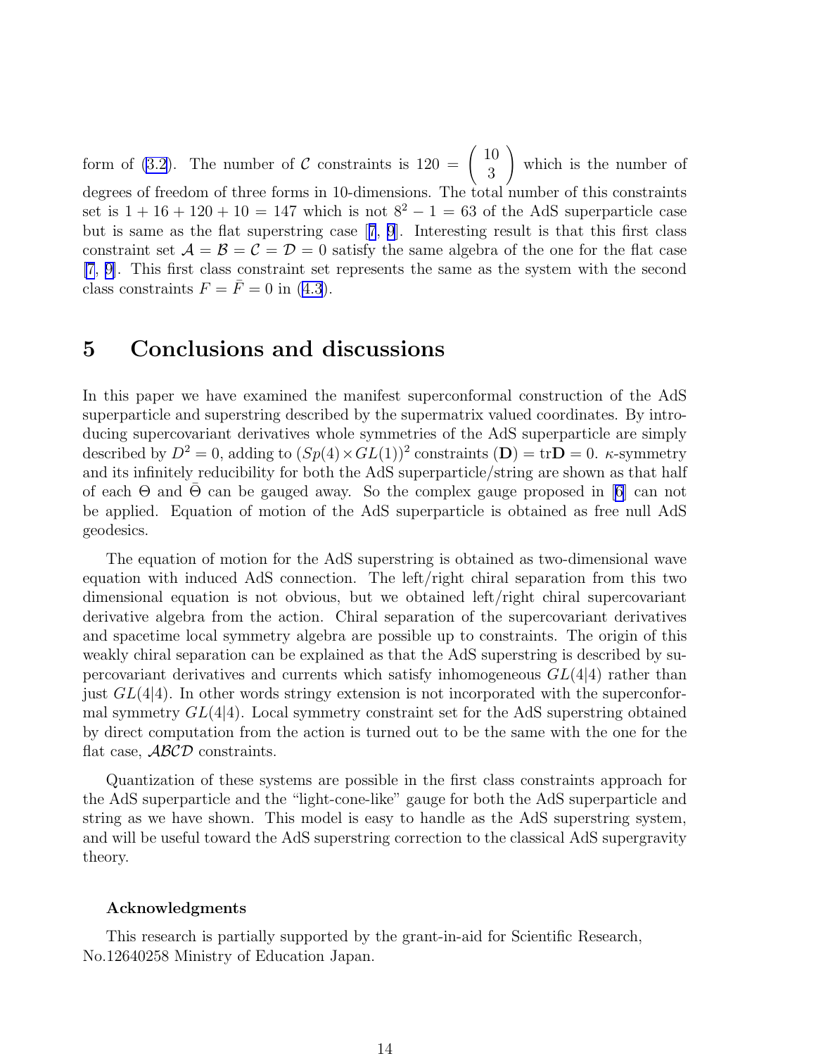form of (3.2). The number of $\mathcal{C}$ constraints is $120 = \begin{pmatrix} 10 \\ 3 \end{pmatrix}$ which is the number of degrees of freedom of three forms in 10-dimensions. The total number of this constraints set is $1 + 16 + 120 + 10 = 147$ which is not $8^2 - 1 = 63$ of the AdS superparticle case but is same as the flat superstring case [7, 9]. Interesting result is that this first class constraint set $\mathcal{A} = \mathcal{B} = \mathcal{C} = \mathcal{D} = 0$ satisfy the same algebra of the one for the flat case [7, 9]. This first class constraint set represents the same as the system with the second class constraints $F = \bar{F} = 0$ in (4.3).

## 5 Conclusions and discussions

In this paper we have examined the manifest superconformal construction of the AdS superparticle and superstring described by the supermatrix valued coordinates. By introducing supercovariant derivatives whole symmetries of the AdS superparticle are simply described by $D^2 = 0$, adding to $(Sp(4) \times GL(1))^2$ constraints $(\mathbf{D}) = \mathrm{tr}\mathbf{D} = 0$. $\kappa$-symmetry and its infinitely reducibility for both the AdS superparticle/string are shown as that half of each $\Theta$ and $\bar{\Theta}$ can be gauged away. So the complex gauge proposed in [6] can not be applied. Equation of motion of the AdS superparticle is obtained as free null AdS geodesics.

The equation of motion for the AdS superstring is obtained as two-dimensional wave equation with induced AdS connection. The left/right chiral separation from this two dimensional equation is not obvious, but we obtained left/right chiral supercovariant derivative algebra from the action. Chiral separation of the supercovariant derivatives and spacetime local symmetry algebra are possible up to constraints. The origin of this weakly chiral separation can be explained as that the AdS superstring is described by supercovariant derivatives and currents which satisfy inhomogeneous $GL(4|4)$ rather than just $GL(4|4)$. In other words stringy extension is not incorporated with the superconformal symmetry $GL(4|4)$. Local symmetry constraint set for the AdS superstring obtained by direct computation from the action is turned out to be the same with the one for the flat case, $\mathcal{ABCD}$ constraints.

Quantization of these systems are possible in the first class constraints approach for the AdS superparticle and the "light-cone-like" gauge for both the AdS superparticle and string as we have shown. This model is easy to handle as the AdS superstring system, and will be useful toward the AdS superstring correction to the classical AdS supergravity theory.

### Acknowledgments

This research is partially supported by the grant-in-aid for Scientific Research, No.12640258 Ministry of Education Japan.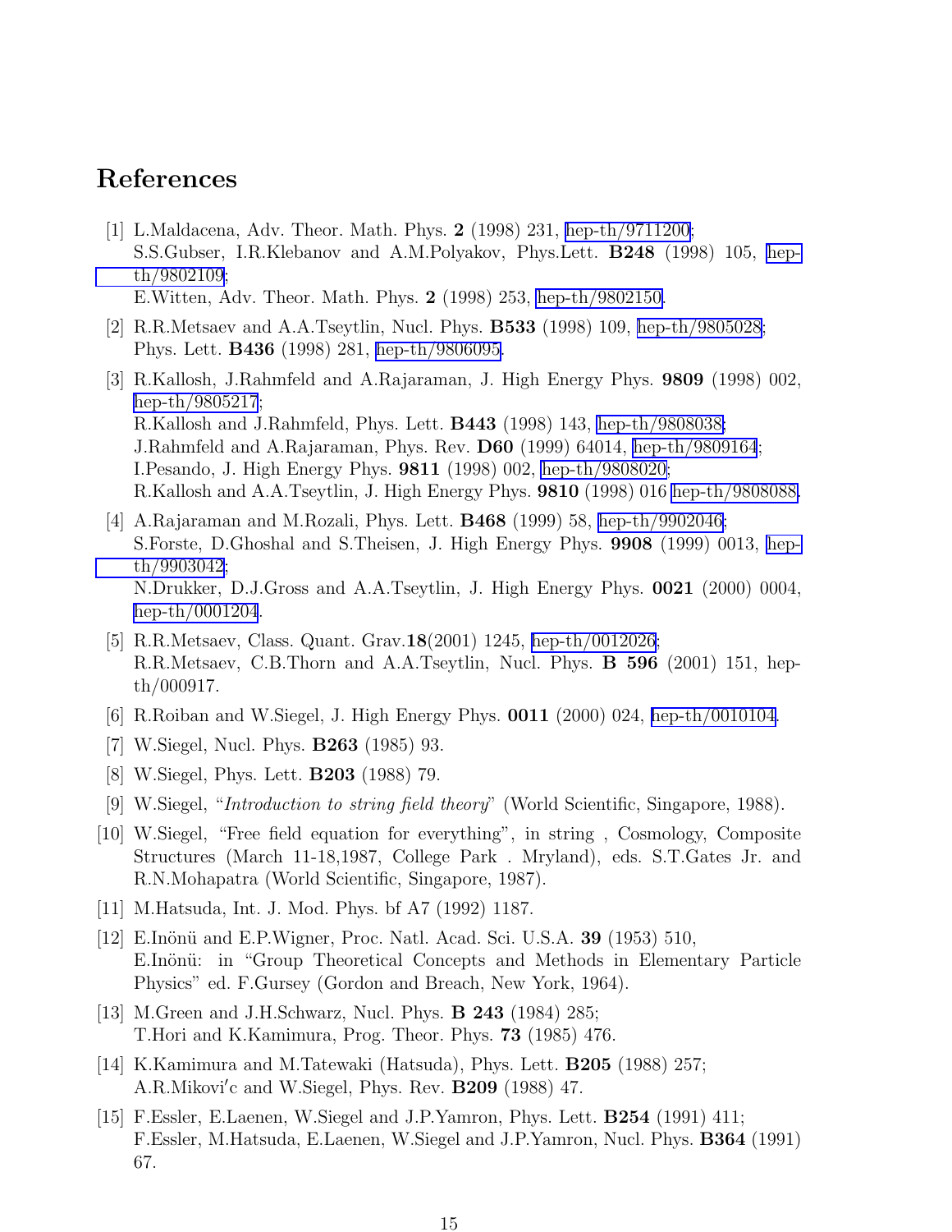## References

[1] L.Maldacena, Adv. Theor. Math. Phys. **2** (1998) 231, hep-th/9711200;
S.S.Gubser, I.R.Klebanov and A.M.Polyakov, Phys.Lett. **B248** (1998) 105, hep-th/9802109;
E.Witten, Adv. Theor. Math. Phys. **2** (1998) 253, hep-th/9802150.

[2] R.R.Metsaev and A.A.Tseytlin, Nucl. Phys. **B533** (1998) 109, hep-th/9805028;
Phys. Lett. **B436** (1998) 281, hep-th/9806095.

[3] R.Kallosh, J.Rahmfeld and A.Rajaraman, J. High Energy Phys. **9809** (1998) 002, hep-th/9805217;
R.Kallosh and J.Rahmfeld, Phys. Lett. **B443** (1998) 143, hep-th/9808038;
J.Rahmfeld and A.Rajaraman, Phys. Rev. **D60** (1999) 64014, hep-th/9809164;
I.Pesando, J. High Energy Phys. **9811** (1998) 002, hep-th/9808020;
R.Kallosh and A.A.Tseytlin, J. High Energy Phys. **9810** (1998) 016 hep-th/9808088.

[4] A.Rajaraman and M.Rozali, Phys. Lett. **B468** (1999) 58, hep-th/9902046;
S.Forste, D.Ghoshal and S.Theisen, J. High Energy Phys. **9908** (1999) 0013, hep-th/9903042;
N.Drukker, D.J.Gross and A.A.Tseytlin, J. High Energy Phys. **0021** (2000) 0004, hep-th/0001204.

[5] R.R.Metsaev, Class. Quant. Grav.**18**(2001) 1245, hep-th/0012026;
R.R.Metsaev, C.B.Thorn and A.A.Tseytlin, Nucl. Phys. **B 596** (2001) 151, hep-th/000917.

[6] R.Roiban and W.Siegel, J. High Energy Phys. **0011** (2000) 024, hep-th/0010104.

[7] W.Siegel, Nucl. Phys. **B263** (1985) 93.

[8] W.Siegel, Phys. Lett. **B203** (1988) 79.

[9] W.Siegel, "*Introduction to string field theory*" (World Scientific, Singapore, 1988).

[10] W.Siegel, "Free field equation for everything", in string , Cosmology, Composite Structures (March 11-18,1987, College Park . Mryland), eds. S.T.Gates Jr. and R.N.Mohapatra (World Scientific, Singapore, 1987).

[11] M.Hatsuda, Int. J. Mod. Phys. bf A7 (1992) 1187.

[12] E.Inönü and E.P.Wigner, Proc. Natl. Acad. Sci. U.S.A. **39** (1953) 510,
E.Inönü: in "Group Theoretical Concepts and Methods in Elementary Particle Physics" ed. F.Gursey (Gordon and Breach, New York, 1964).

[13] M.Green and J.H.Schwarz, Nucl. Phys. **B 243** (1984) 285;
T.Hori and K.Kamimura, Prog. Theor. Phys. **73** (1985) 476.

[14] K.Kamimura and M.Tatewaki (Hatsuda), Phys. Lett. **B205** (1988) 257;
A.R.Mikovi′c and W.Siegel, Phys. Rev. **B209** (1988) 47.

[15] F.Essler, E.Laenen, W.Siegel and J.P.Yamron, Phys. Lett. **B254** (1991) 411;
F.Essler, M.Hatsuda, E.Laenen, W.Siegel and J.P.Yamron, Nucl. Phys. **B364** (1991) 67.